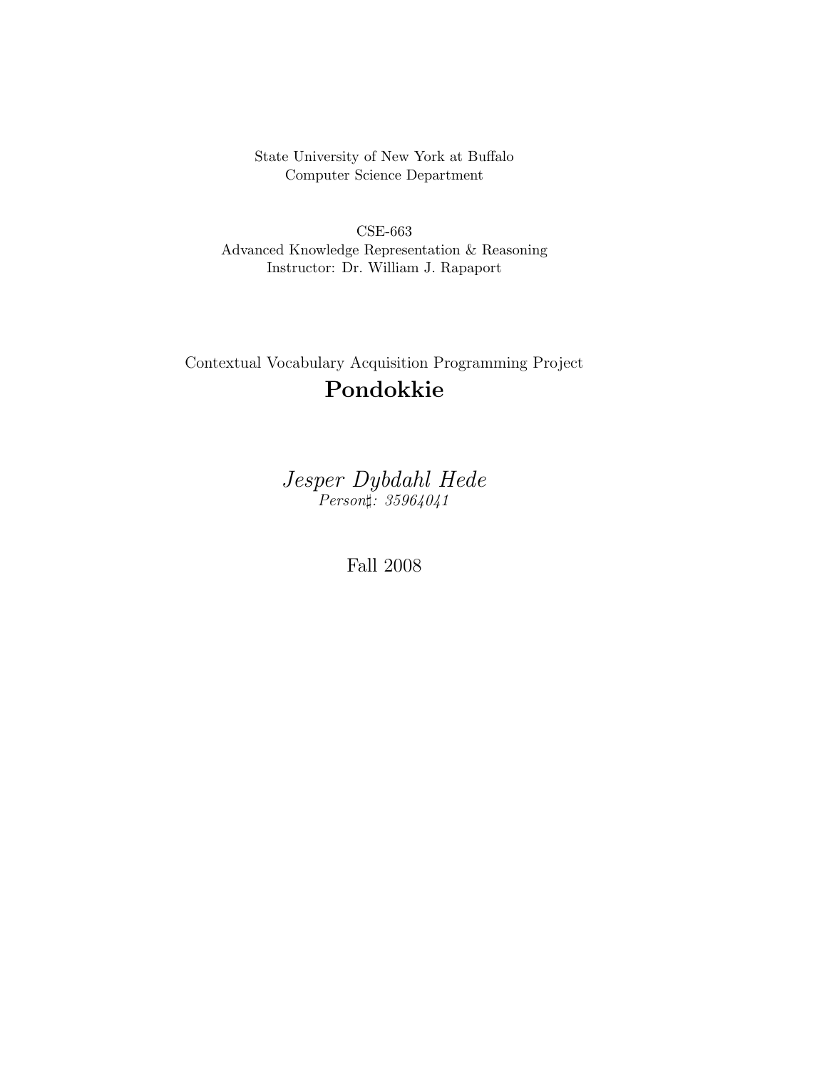State University of New York at Buffalo
Computer Science Department

CSE-663
Advanced Knowledge Representation & Reasoning
Instructor: Dr. William J. Rapaport

Contextual Vocabulary Acquisition Programming Project

# Pondokkie

*Jesper Dybdahl Hede*
*Person♯: 35964041*

Fall 2008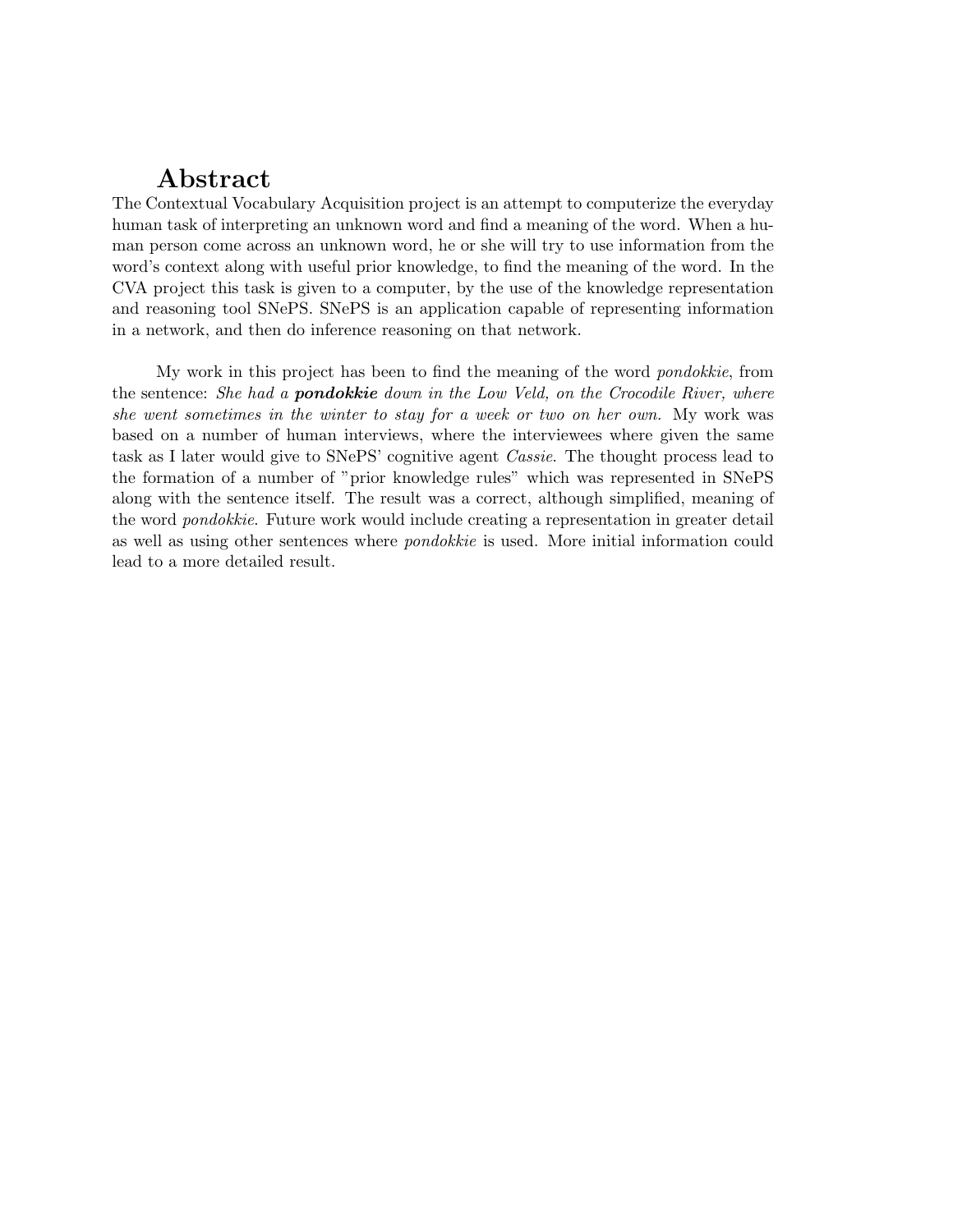# Abstract

The Contextual Vocabulary Acquisition project is an attempt to computerize the everyday human task of interpreting an unknown word and find a meaning of the word. When a human person come across an unknown word, he or she will try to use information from the word's context along with useful prior knowledge, to find the meaning of the word. In the CVA project this task is given to a computer, by the use of the knowledge representation and reasoning tool SNePS. SNePS is an application capable of representing information in a network, and then do inference reasoning on that network.

My work in this project has been to find the meaning of the word *pondokkie*, from the sentence: *She had a **pondokkie** down in the Low Veld, on the Crocodile River, where she went sometimes in the winter to stay for a week or two on her own.* My work was based on a number of human interviews, where the interviewees where given the same task as I later would give to SNePS' cognitive agent *Cassie*. The thought process lead to the formation of a number of "prior knowledge rules" which was represented in SNePS along with the sentence itself. The result was a correct, although simplified, meaning of the word *pondokkie*. Future work would include creating a representation in greater detail as well as using other sentences where *pondokkie* is used. More initial information could lead to a more detailed result.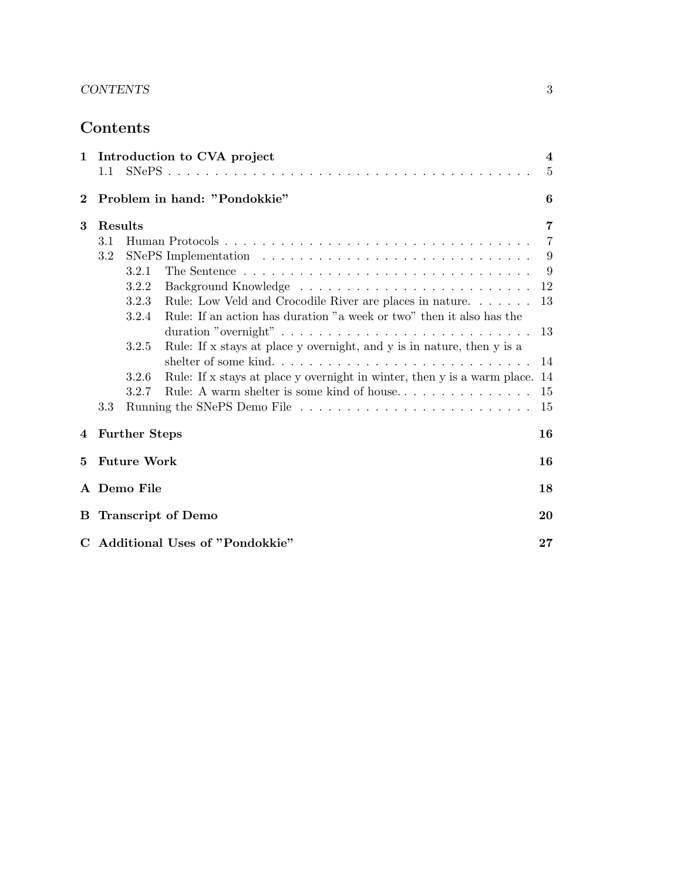# Contents

1 Introduction to CVA project 4
- 1.1 SNePS 5

2 Problem in hand: "Pondokkie" 6

3 Results 7
- 3.1 Human Protocols 7
- 3.2 SNePS Implementation 9
  - 3.2.1 The Sentence 9
  - 3.2.2 Background Knowledge 12
  - 3.2.3 Rule: Low Veld and Crocodile River are places in nature. 13
  - 3.2.4 Rule: If an action has duration "a week or two" then it also has the duration "overnight" 13
  - 3.2.5 Rule: If x stays at place y overnight, and y is in nature, then y is a shelter of some kind. 14
  - 3.2.6 Rule: If x stays at place y overnight in winter, then y is a warm place. 14
  - 3.2.7 Rule: A warm shelter is some kind of house. 15
- 3.3 Running the SNePS Demo File 15

4 Further Steps 16

5 Future Work 16

A Demo File 18

B Transcript of Demo 20

C Additional Uses of "Pondokkie" 27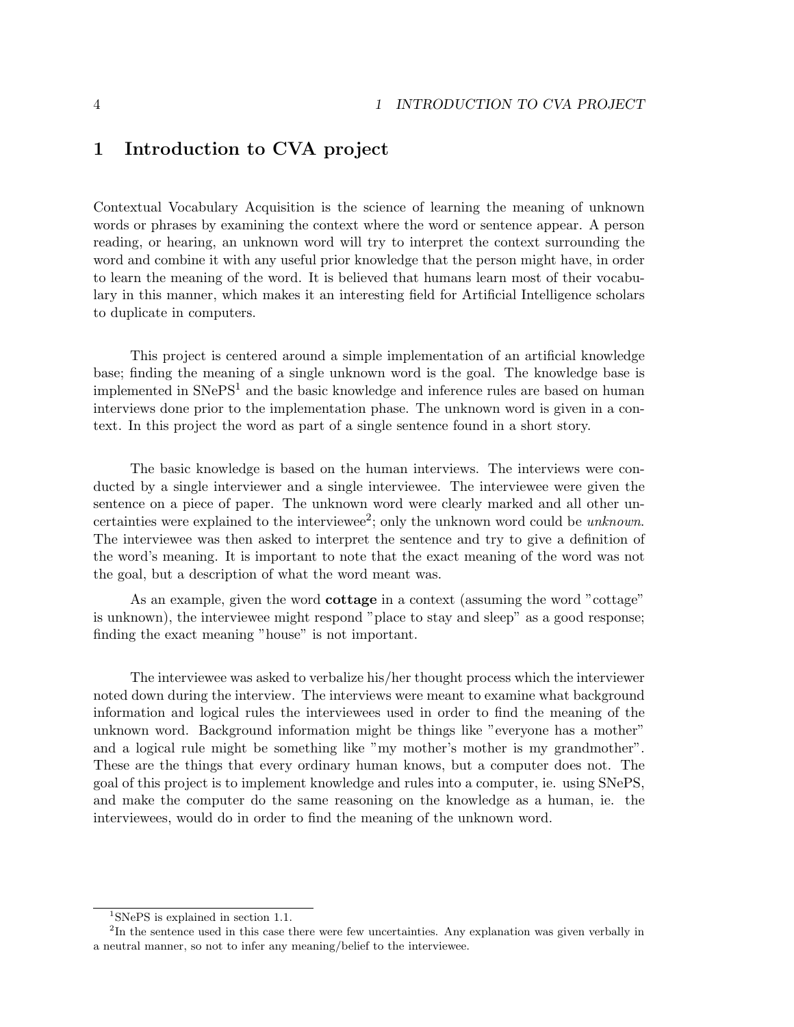# 1 Introduction to CVA project

Contextual Vocabulary Acquisition is the science of learning the meaning of unknown words or phrases by examining the context where the word or sentence appear. A person reading, or hearing, an unknown word will try to interpret the context surrounding the word and combine it with any useful prior knowledge that the person might have, in order to learn the meaning of the word. It is believed that humans learn most of their vocabulary in this manner, which makes it an interesting field for Artificial Intelligence scholars to duplicate in computers.

This project is centered around a simple implementation of an artificial knowledge base; finding the meaning of a single unknown word is the goal. The knowledge base is implemented in SNePS[1] and the basic knowledge and inference rules are based on human interviews done prior to the implementation phase. The unknown word is given in a context. In this project the word as part of a single sentence found in a short story.

The basic knowledge is based on the human interviews. The interviews were conducted by a single interviewer and a single interviewee. The interviewee were given the sentence on a piece of paper. The unknown word were clearly marked and all other uncertainties were explained to the interviewee[2]; only the unknown word could be *unknown*. The interviewee was then asked to interpret the sentence and try to give a definition of the word's meaning. It is important to note that the exact meaning of the word was not the goal, but a description of what the word meant was.

As an example, given the word **cottage** in a context (assuming the word "cottage" is unknown), the interviewee might respond "place to stay and sleep" as a good response; finding the exact meaning "house" is not important.

The interviewee was asked to verbalize his/her thought process which the interviewer noted down during the interview. The interviews were meant to examine what background information and logical rules the interviewees used in order to find the meaning of the unknown word. Background information might be things like "everyone has a mother" and a logical rule might be something like "my mother's mother is my grandmother". These are the things that every ordinary human knows, but a computer does not. The goal of this project is to implement knowledge and rules into a computer, ie. using SNePS, and make the computer do the same reasoning on the knowledge as a human, ie. the interviewees, would do in order to find the meaning of the unknown word.

---

[1] SNePS is explained in section 1.1.

[2] In the sentence used in this case there were few uncertainties. Any explanation was given verbally in a neutral manner, so not to infer any meaning/belief to the interviewee.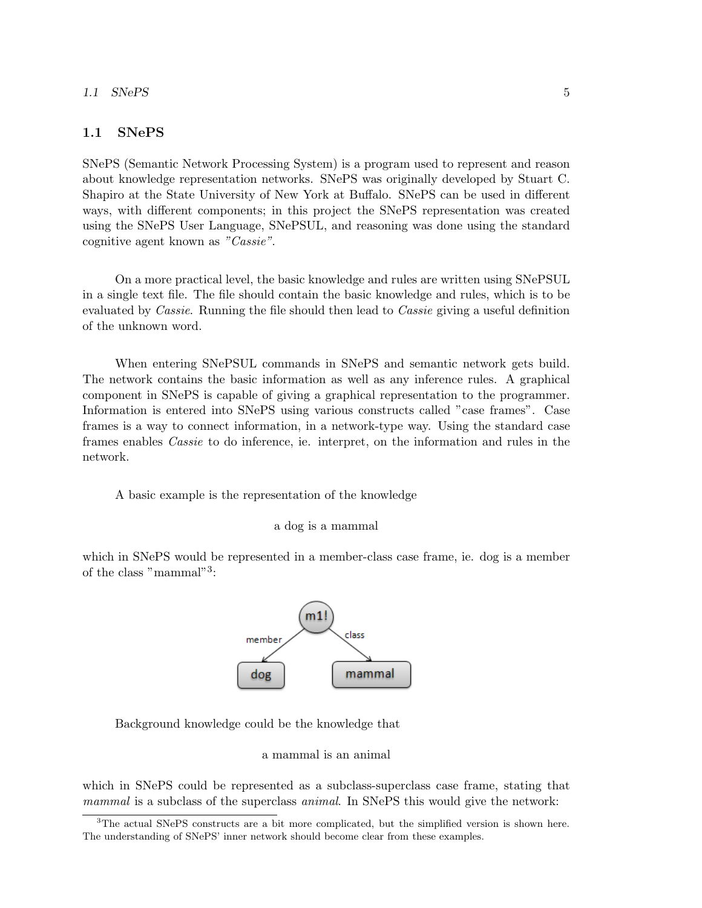## 1.1 SNePS

SNePS (Semantic Network Processing System) is a program used to represent and reason about knowledge representation networks. SNePS was originally developed by Stuart C. Shapiro at the State University of New York at Buffalo. SNePS can be used in different ways, with different components; in this project the SNePS representation was created using the SNePS User Language, SNePSUL, and reasoning was done using the standard cognitive agent known as *"Cassie"*.

On a more practical level, the basic knowledge and rules are written using SNePSUL in a single text file. The file should contain the basic knowledge and rules, which is to be evaluated by *Cassie*. Running the file should then lead to *Cassie* giving a useful definition of the unknown word.

When entering SNePSUL commands in SNePS and semantic network gets build. The network contains the basic information as well as any inference rules. A graphical component in SNePS is capable of giving a graphical representation to the programmer. Information is entered into SNePS using various constructs called "case frames". Case frames is a way to connect information, in a network-type way. Using the standard case frames enables *Cassie* to do inference, ie. interpret, on the information and rules in the network.

A basic example is the representation of the knowledge

a dog is a mammal

which in SNePS would be represented in a member-class case frame, ie. dog is a member of the class "mammal"[3]:

m1!
member → dog
class → mammal

Background knowledge could be the knowledge that

a mammal is an animal

which in SNePS could be represented as a subclass-superclass case frame, stating that *mammal* is a subclass of the superclass *animal*. In SNePS this would give the network:

[3] The actual SNePS constructs are a bit more complicated, but the simplified version is shown here. The understanding of SNePS' inner network should become clear from these examples.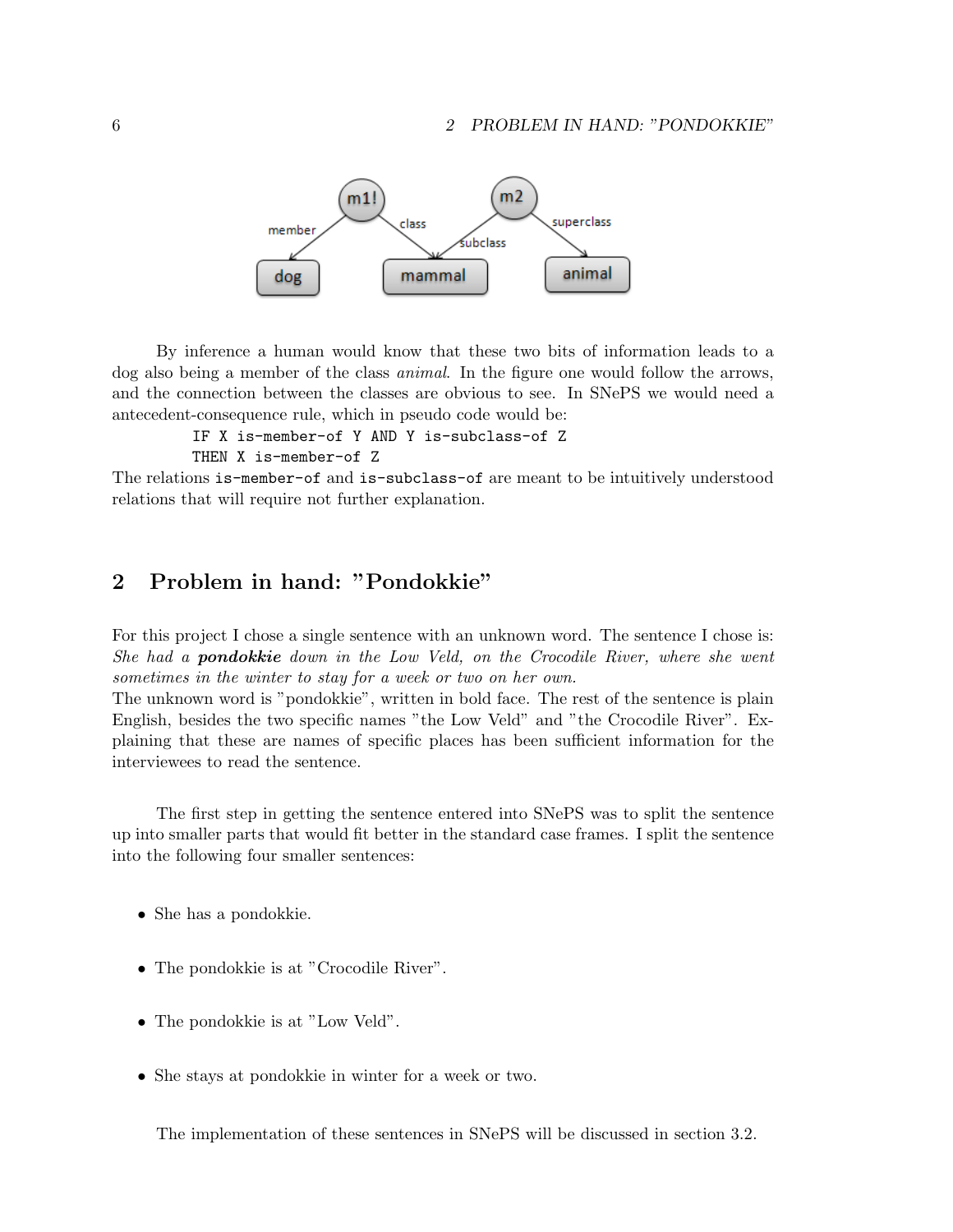By inference a human would know that these two bits of information leads to a dog also being a member of the class *animal*. In the figure one would follow the arrows, and the connection between the classes are obvious to see. In SNePS we would need a antecedent-consequence rule, which in pseudo code would be:

```
IF X is-member-of Y AND Y is-subclass-of Z
THEN X is-member-of Z
```

The relations `is-member-of` and `is-subclass-of` are meant to be intuitively understood relations that will require not further explanation.

## 2 Problem in hand: "Pondokkie"

For this project I chose a single sentence with an unknown word. The sentence I chose is: *She had a **pondokkie** down in the Low Veld, on the Crocodile River, where she went sometimes in the winter to stay for a week or two on her own.*

The unknown word is "pondokkie", written in bold face. The rest of the sentence is plain English, besides the two specific names "the Low Veld" and "the Crocodile River". Explaining that these are names of specific places has been sufficient information for the interviewees to read the sentence.

The first step in getting the sentence entered into SNePS was to split the sentence up into smaller parts that would fit better in the standard case frames. I split the sentence into the following four smaller sentences:

- She has a pondokkie.
- The pondokkie is at "Crocodile River".
- The pondokkie is at "Low Veld".
- She stays at pondokkie in winter for a week or two.

The implementation of these sentences in SNePS will be discussed in section 3.2.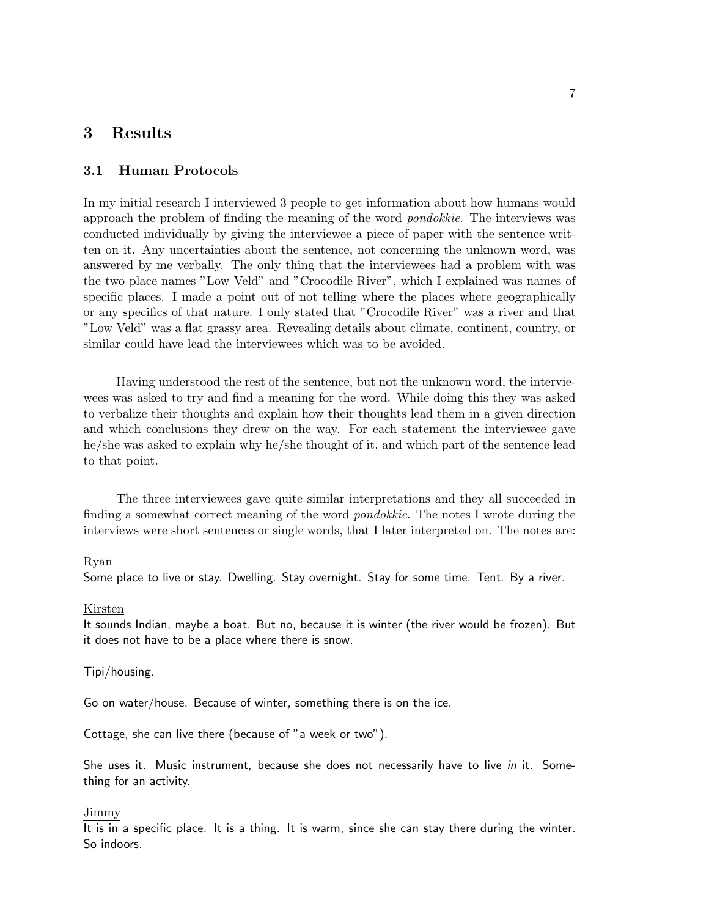# 3 Results

## 3.1 Human Protocols

In my initial research I interviewed 3 people to get information about how humans would approach the problem of finding the meaning of the word *pondokkie*. The interviews was conducted individually by giving the interviewee a piece of paper with the sentence written on it. Any uncertainties about the sentence, not concerning the unknown word, was answered by me verbally. The only thing that the interviewees had a problem with was the two place names "Low Veld" and "Crocodile River", which I explained was names of specific places. I made a point out of not telling where the places where geographically or any specifics of that nature. I only stated that "Crocodile River" was a river and that "Low Veld" was a flat grassy area. Revealing details about climate, continent, country, or similar could have lead the interviewees which was to be avoided.

Having understood the rest of the sentence, but not the unknown word, the interviewees was asked to try and find a meaning for the word. While doing this they was asked to verbalize their thoughts and explain how their thoughts lead them in a given direction and which conclusions they drew on the way. For each statement the interviewee gave he/she was asked to explain why he/she thought of it, and which part of the sentence lead to that point.

The three interviewees gave quite similar interpretations and they all succeeded in finding a somewhat correct meaning of the word *pondokkie*. The notes I wrote during the interviews were short sentences or single words, that I later interpreted on. The notes are:

<u>Ryan</u>

Some place to live or stay. Dwelling. Stay overnight. Stay for some time. Tent. By a river.

<u>Kirsten</u>

It sounds Indian, maybe a boat. But no, because it is winter (the river would be frozen). But it does not have to be a place where there is snow.

Tipi/housing.

Go on water/house. Because of winter, something there is on the ice.

Cottage, she can live there (because of "a week or two").

She uses it. Music instrument, because she does not necessarily have to live *in* it. Something for an activity.

<u>Jimmy</u>

It is in a specific place. It is a thing. It is warm, since she can stay there during the winter. So indoors.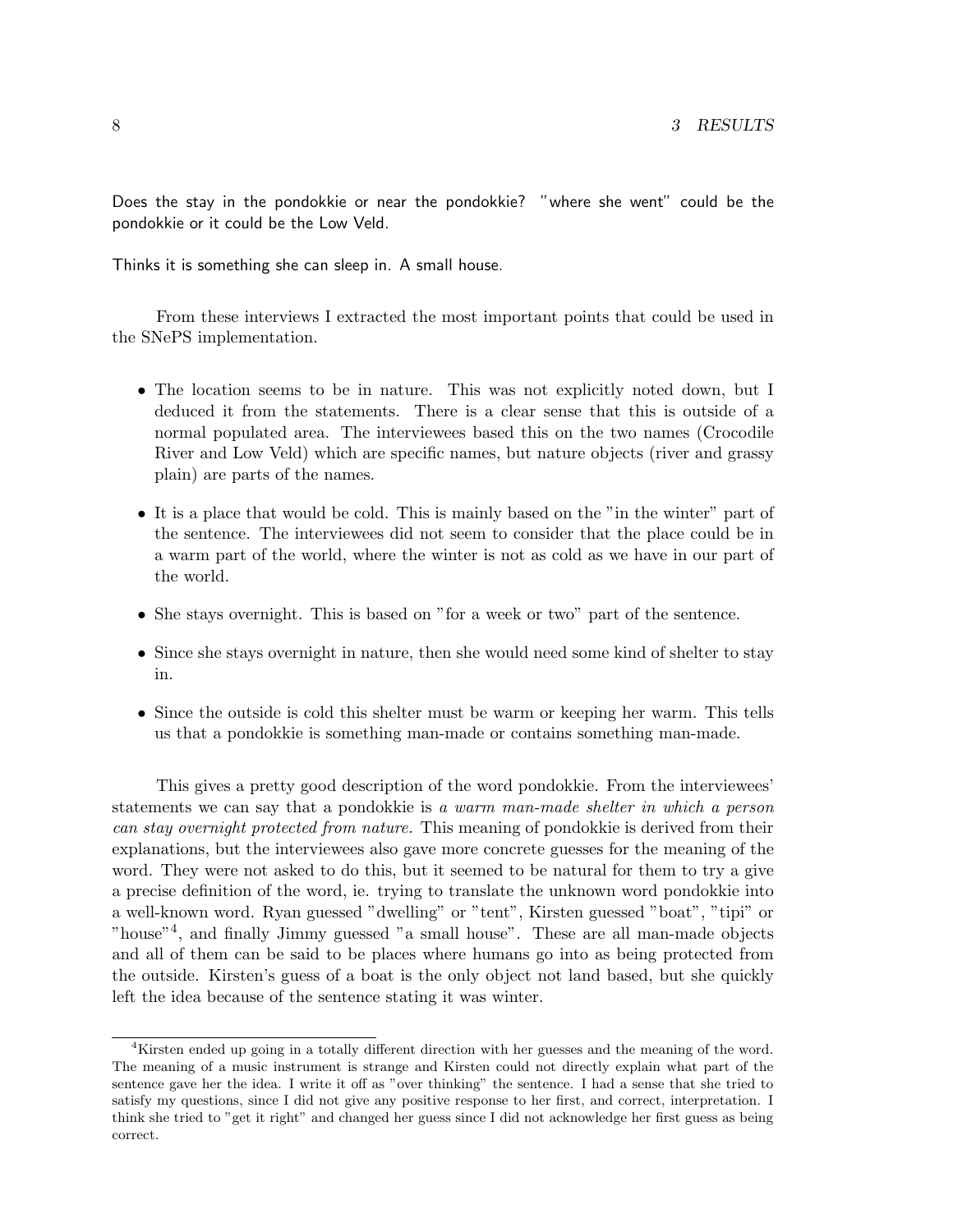Does the stay in the pondokkie or near the pondokkie? "where she went" could be the pondokkie or it could be the Low Veld.

Thinks it is something she can sleep in. A small house.

From these interviews I extracted the most important points that could be used in the SNePS implementation.

- The location seems to be in nature. This was not explicitly noted down, but I deduced it from the statements. There is a clear sense that this is outside of a normal populated area. The interviewees based this on the two names (Crocodile River and Low Veld) which are specific names, but nature objects (river and grassy plain) are parts of the names.
- It is a place that would be cold. This is mainly based on the "in the winter" part of the sentence. The interviewees did not seem to consider that the place could be in a warm part of the world, where the winter is not as cold as we have in our part of the world.
- She stays overnight. This is based on "for a week or two" part of the sentence.
- Since she stays overnight in nature, then she would need some kind of shelter to stay in.
- Since the outside is cold this shelter must be warm or keeping her warm. This tells us that a pondokkie is something man-made or contains something man-made.

This gives a pretty good description of the word pondokkie. From the interviewees' statements we can say that a pondokkie is *a warm man-made shelter in which a person can stay overnight protected from nature.* This meaning of pondokkie is derived from their explanations, but the interviewees also gave more concrete guesses for the meaning of the word. They were not asked to do this, but it seemed to be natural for them to try a give a precise definition of the word, ie. trying to translate the unknown word pondokkie into a well-known word. Ryan guessed "dwelling" or "tent", Kirsten guessed "boat", "tipi" or "house"[4], and finally Jimmy guessed "a small house". These are all man-made objects and all of them can be said to be places where humans go into as being protected from the outside. Kirsten's guess of a boat is the only object not land based, but she quickly left the idea because of the sentence stating it was winter.

[4] Kirsten ended up going in a totally different direction with her guesses and the meaning of the word. The meaning of a music instrument is strange and Kirsten could not directly explain what part of the sentence gave her the idea. I write it off as "over thinking" the sentence. I had a sense that she tried to satisfy my questions, since I did not give any positive response to her first, and correct, interpretation. I think she tried to "get it right" and changed her guess since I did not acknowledge her first guess as being correct.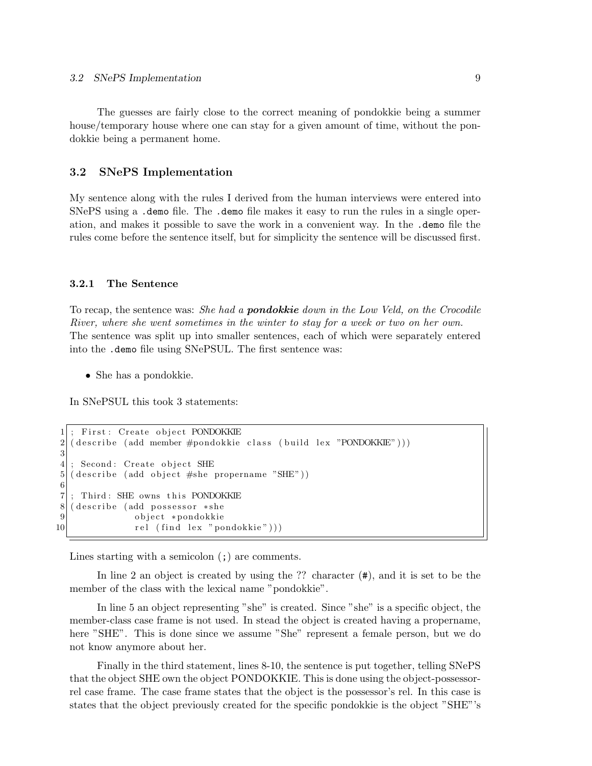The guesses are fairly close to the correct meaning of pondokkie being a summer house/temporary house where one can stay for a given amount of time, without the pondokkie being a permanent home.

## 3.2 SNePS Implementation

My sentence along with the rules I derived from the human interviews were entered into SNePS using a `.demo` file. The `.demo` file makes it easy to run the rules in a single operation, and makes it possible to save the work in a convenient way. In the `.demo` file the rules come before the sentence itself, but for simplicity the sentence will be discussed first.

### 3.2.1 The Sentence

To recap, the sentence was: *She had a* ***pondokkie*** *down in the Low Veld, on the Crocodile River, where she went sometimes in the winter to stay for a week or two on her own.*
The sentence was split up into smaller sentences, each of which were separately entered into the `.demo` file using SNePSUL. The first sentence was:

- She has a pondokkie.

In SNePSUL this took 3 statements:

```
1  ; First: Create object PONDOKKIE
2  (describe (add member #pondokkie class (build lex "PONDOKKIE")))
3
4  ; Second: Create object SHE
5  (describe (add object #she propername "SHE"))
6
7  ; Third: SHE owns this PONDOKKIE
8  (describe (add possessor *she
9               object *pondokkie
10              rel (find lex "pondokkie")))
```

Lines starting with a semicolon (;) are comments.

In line 2 an object is created by using the ?? character (#), and it is set to be the member of the class with the lexical name "pondokkie".

In line 5 an object representing "she" is created. Since "she" is a specific object, the member-class case frame is not used. In stead the object is created having a propername, here "SHE". This is done since we assume "She" represent a female person, but we do not know anymore about her.

Finally in the third statement, lines 8-10, the sentence is put together, telling SNePS that the object SHE own the object PONDOKKIE. This is done using the object-possessor-rel case frame. The case frame states that the object is the possessor's rel. In this case is states that the object previously created for the specific pondokkie is the object "SHE"'s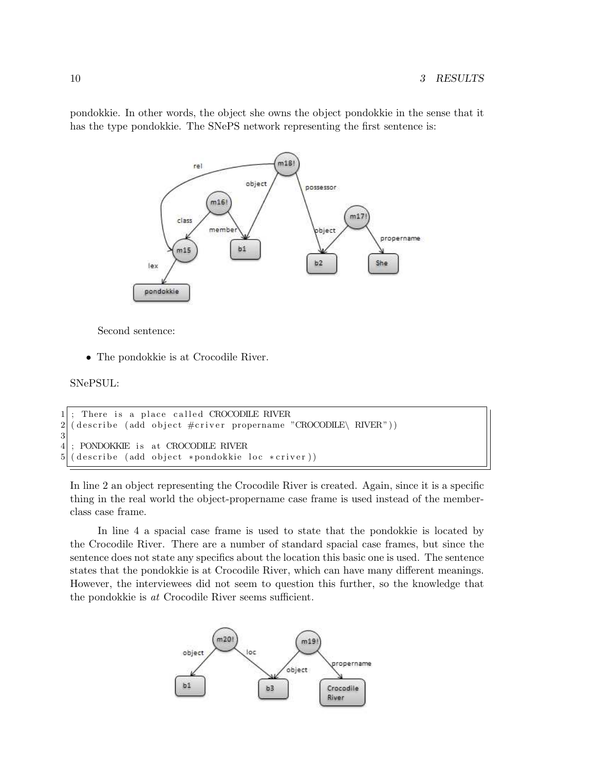pondokkie. In other words, the object she owns the object pondokkie in the sense that it has the type pondokkie. The SNePS network representing the first sentence is:

Second sentence:

- The pondokkie is at Crocodile River.

SNePSUL:

```
1 ; There is a place called CROCODILE RIVER
2 (describe (add object #criver propername "CROCODILE\ RIVER"))
3
4 ; PONDOKKIE is at CROCODILE RIVER
5 (describe (add object *pondokkie loc *criver))
```

In line 2 an object representing the Crocodile River is created. Again, since it is a specific thing in the real world the object-propername case frame is used instead of the member-class case frame.

In line 4 a spacial case frame is used to state that the pondokkie is located by the Crocodile River. There are a number of standard spacial case frames, but since the sentence does not state any specifics about the location this basic one is used. The sentence states that the pondokkie is at Crocodile River, which can have many different meanings. However, the interviewees did not seem to question this further, so the knowledge that the pondokkie is *at* Crocodile River seems sufficient.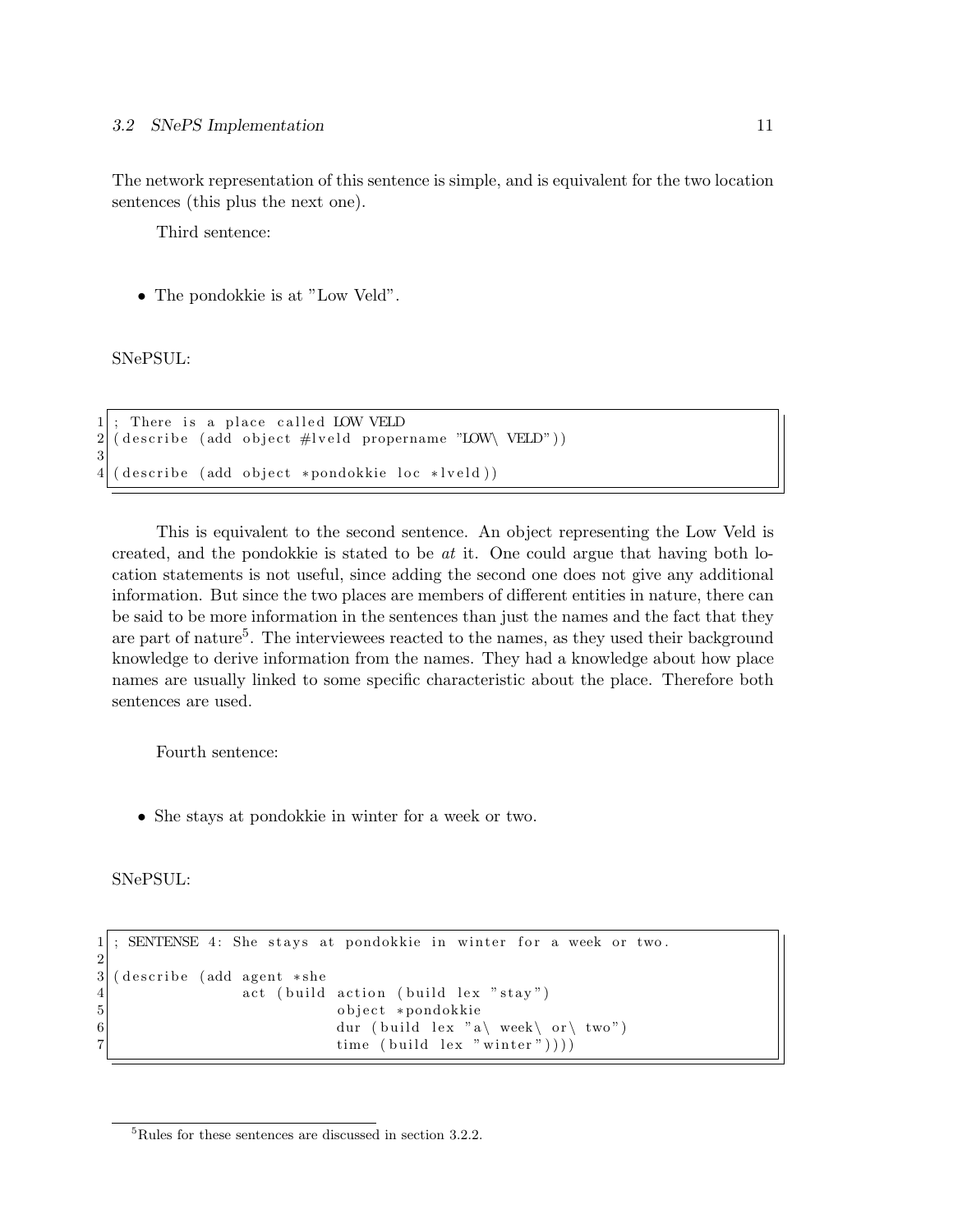The network representation of this sentence is simple, and is equivalent for the two location sentences (this plus the next one).

Third sentence:

- The pondokkie is at "Low Veld".

SNePSUL:

```
1 ; There is a place called LOW VELD
2 (describe (add object #lveld propername "LOW\ VELD"))
3
4 (describe (add object *pondokkie loc *lveld))
```

This is equivalent to the second sentence. An object representing the Low Veld is created, and the pondokkie is stated to be *at* it. One could argue that having both location statements is not useful, since adding the second one does not give any additional information. But since the two places are members of different entities in nature, there can be said to be more information in the sentences than just the names and the fact that they are part of nature[5]. The interviewees reacted to the names, as they used their background knowledge to derive information from the names. They had a knowledge about how place names are usually linked to some specific characteristic about the place. Therefore both sentences are used.

Fourth sentence:

- She stays at pondokkie in winter for a week or two.

SNePSUL:

```
1 ; SENTENSE 4: She stays at pondokkie in winter for a week or two.
2
3 (describe (add agent *she
4                act (build action (build lex "stay")
5                           object *pondokkie
6                           dur (build lex "a\ week\ or\ two")
7                           time (build lex "winter"))))
```

[5]Rules for these sentences are discussed in section 3.2.2.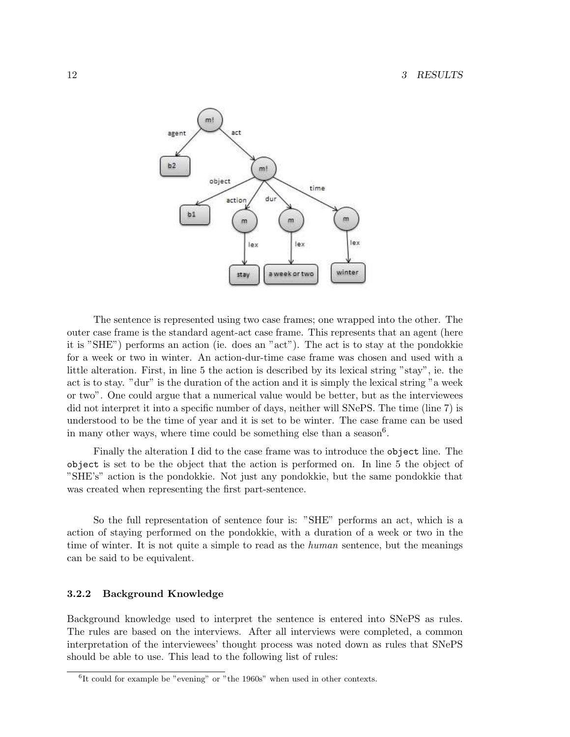The sentence is represented using two case frames; one wrapped into the other. The outer case frame is the standard agent-act case frame. This represents that an agent (here it is "SHE") performs an action (ie. does an "act"). The act is to stay at the pondokkie for a week or two in winter. An action-dur-time case frame was chosen and used with a little alteration. First, in line 5 the action is described by its lexical string "stay", ie. the act is to stay. "dur" is the duration of the action and it is simply the lexical string "a week or two". One could argue that a numerical value would be better, but as the interviewees did not interpret it into a specific number of days, neither will SNePS. The time (line 7) is understood to be the time of year and it is set to be winter. The case frame can be used in many other ways, where time could be something else than a season[6].

Finally the alteration I did to the case frame was to introduce the `object` line. The `object` is set to be the object that the action is performed on. In line 5 the object of "SHE's" action is the pondokkie. Not just any pondokkie, but the same pondokkie that was created when representing the first part-sentence.

So the full representation of sentence four is: "SHE" performs an act, which is a action of staying performed on the pondokkie, with a duration of a week or two in the time of winter. It is not quite a simple to read as the *human* sentence, but the meanings can be said to be equivalent.

### 3.2.2 Background Knowledge

Background knowledge used to interpret the sentence is entered into SNePS as rules. The rules are based on the interviews. After all interviews were completed, a common interpretation of the interviewees' thought process was noted down as rules that SNePS should be able to use. This lead to the following list of rules:

[6] It could for example be "evening" or "the 1960s" when used in other contexts.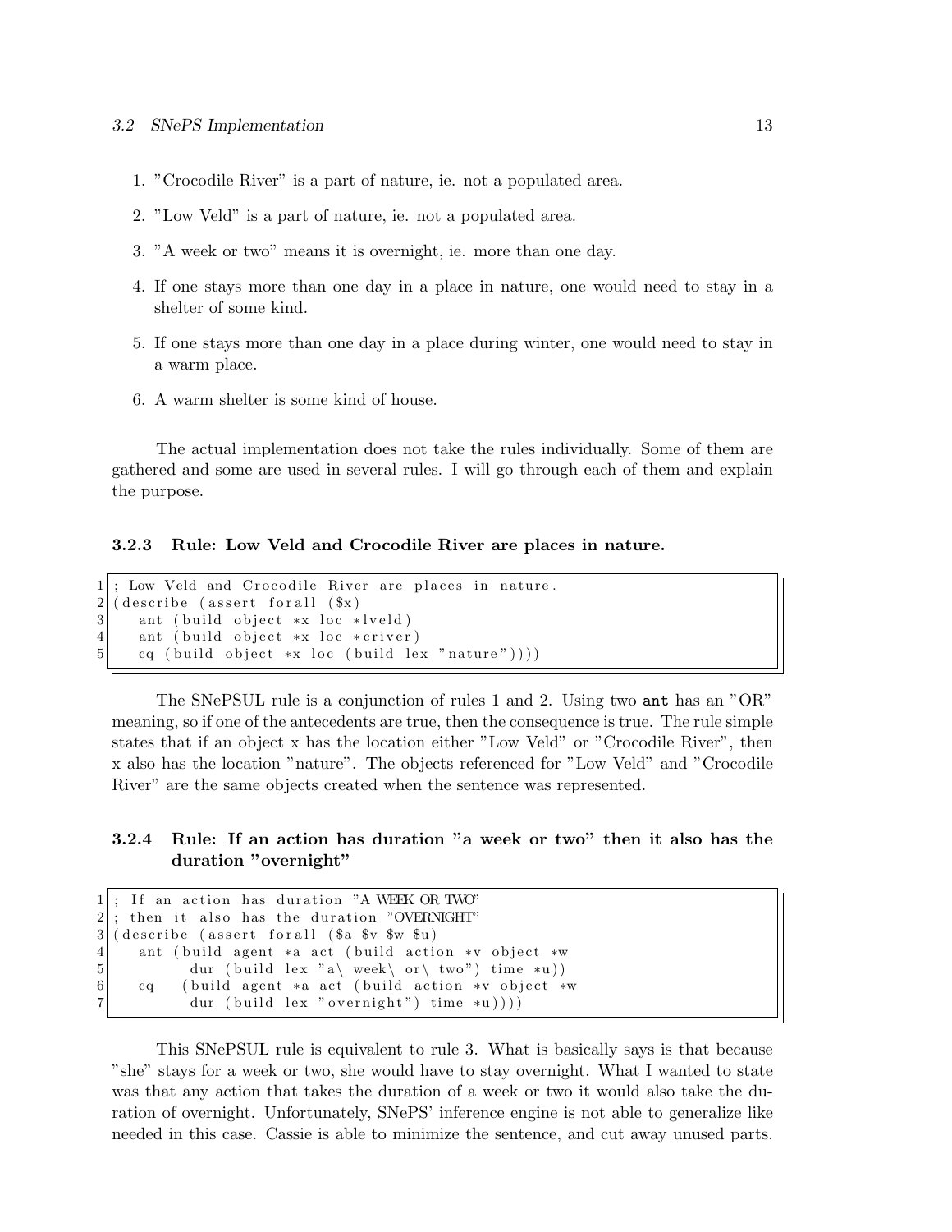1. "Crocodile River" is a part of nature, ie. not a populated area.
2. "Low Veld" is a part of nature, ie. not a populated area.
3. "A week or two" means it is overnight, ie. more than one day.
4. If one stays more than one day in a place in nature, one would need to stay in a shelter of some kind.
5. If one stays more than one day in a place during winter, one would need to stay in a warm place.
6. A warm shelter is some kind of house.

The actual implementation does not take the rules individually. Some of them are gathered and some are used in several rules. I will go through each of them and explain the purpose.

### 3.2.3 Rule: Low Veld and Crocodile River are places in nature.

```
; Low Veld and Crocodile River are places in nature.
(describe (assert forall ($x)
   ant (build object *x loc *lveld)
   ant (build object *x loc *criver)
   cq (build object *x loc (build lex "nature"))))
```

The SNePSUL rule is a conjunction of rules 1 and 2. Using two **ant** has an "OR" meaning, so if one of the antecedents are true, then the consequence is true. The rule simple states that if an object x has the location either "Low Veld" or "Crocodile River", then x also has the location "nature". The objects referenced for "Low Veld" and "Crocodile River" are the same objects created when the sentence was represented.

### 3.2.4 Rule: If an action has duration "a week or two" then it also has the duration "overnight"

```
; If an action has duration "A WEEK OR TWO"
; then it also has the duration "OVERNIGHT"
(describe (assert forall ($a $v $w $u)
   ant (build agent *a act (build action *v object *w
          dur (build lex "a\ week\ or\ two") time *u))
   cq   (build agent *a act (build action *v object *w
          dur (build lex "overnight") time *u))))
```

This SNePSUL rule is equivalent to rule 3. What is basically says is that because "she" stays for a week or two, she would have to stay overnight. What I wanted to state was that any action that takes the duration of a week or two it would also take the duration of overnight. Unfortunately, SNePS' inference engine is not able to generalize like needed in this case. Cassie is able to minimize the sentence, and cut away unused parts.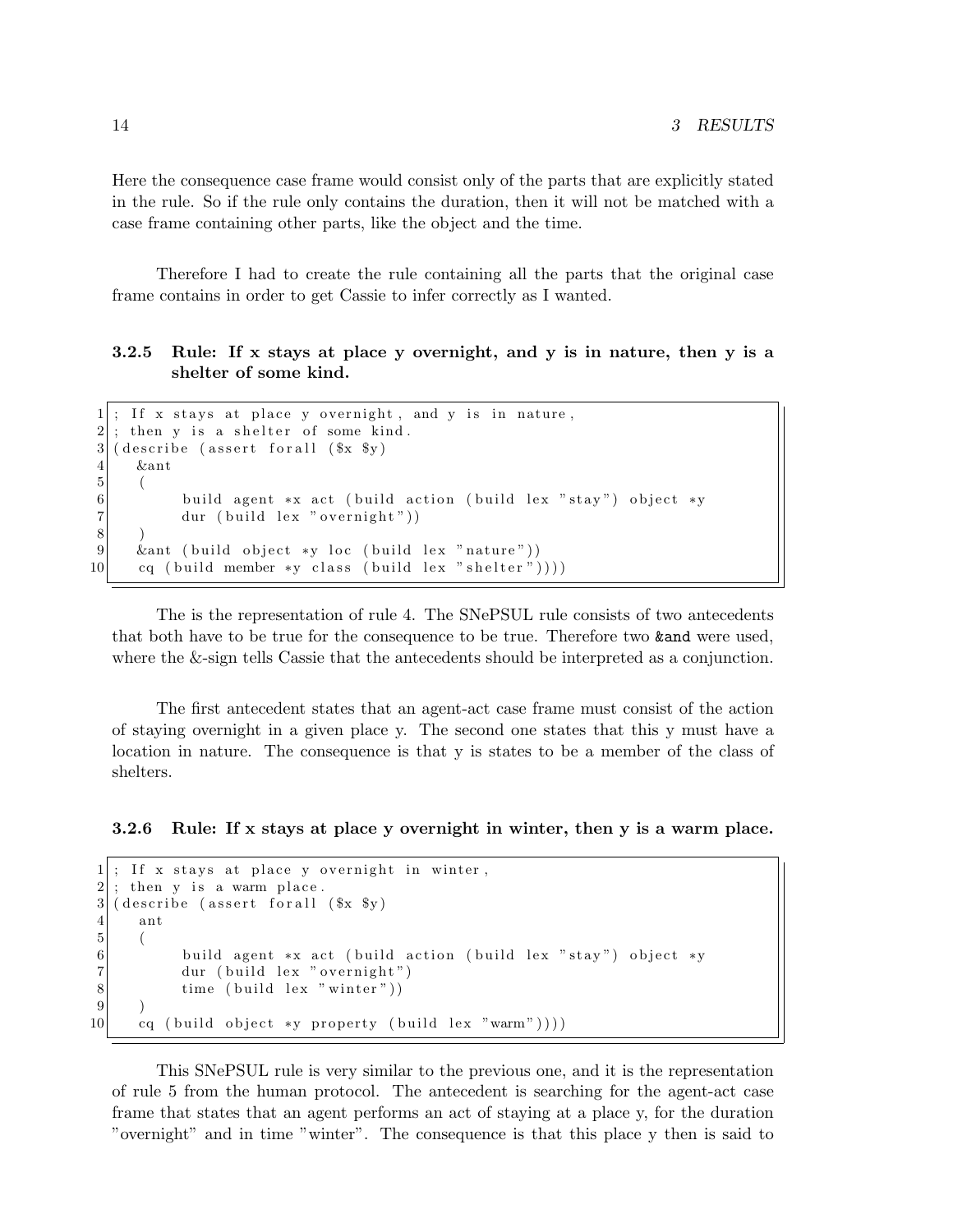Here the consequence case frame would consist only of the parts that are explicitly stated in the rule. So if the rule only contains the duration, then it will not be matched with a case frame containing other parts, like the object and the time.

Therefore I had to create the rule containing all the parts that the original case frame contains in order to get Cassie to infer correctly as I wanted.

### 3.2.5 Rule: If x stays at place y overnight, and y is in nature, then y is a shelter of some kind.

```
; If x stays at place y overnight, and y is in nature,
; then y is a shelter of some kind.
(describe (assert forall ($x $y)
   &ant
   (
        build agent *x act (build action (build lex "stay") object *y
        dur (build lex "overnight"))
   )
   &ant (build object *y loc (build lex "nature"))
   cq (build member *y class (build lex "shelter"))))
```

The is the representation of rule 4. The SNePSUL rule consists of two antecedents that both have to be true for the consequence to be true. Therefore two **&and** were used, where the &-sign tells Cassie that the antecedents should be interpreted as a conjunction.

The first antecedent states that an agent-act case frame must consist of the action of staying overnight in a given place y. The second one states that this y must have a location in nature. The consequence is that y is states to be a member of the class of shelters.

### 3.2.6 Rule: If x stays at place y overnight in winter, then y is a warm place.

```
; If x stays at place y overnight in winter,
; then y is a warm place.
(describe (assert forall ($x $y)
   ant
   (
        build agent *x act (build action (build lex "stay") object *y
        dur (build lex "overnight")
        time (build lex "winter"))
   )
   cq (build object *y property (build lex "warm"))))
```

This SNePSUL rule is very similar to the previous one, and it is the representation of rule 5 from the human protocol. The antecedent is searching for the agent-act case frame that states that an agent performs an act of staying at a place y, for the duration "overnight" and in time "winter". The consequence is that this place y then is said to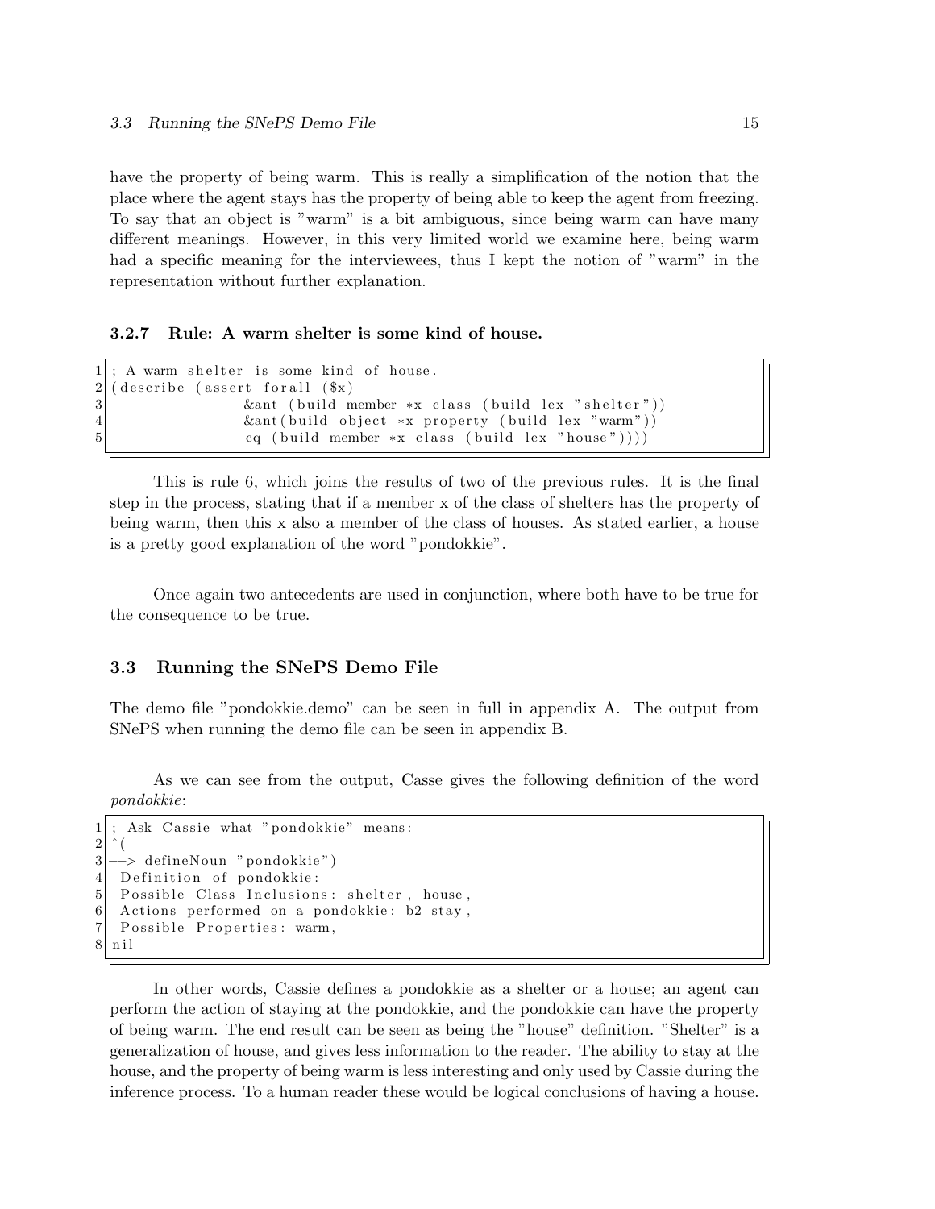have the property of being warm. This is really a simplification of the notion that the place where the agent stays has the property of being able to keep the agent from freezing. To say that an object is "warm" is a bit ambiguous, since being warm can have many different meanings. However, in this very limited world we examine here, being warm had a specific meaning for the interviewees, thus I kept the notion of "warm" in the representation without further explanation.

#### 3.2.7 Rule: A warm shelter is some kind of house.

```
; A warm shelter is some kind of house.
(describe (assert forall ($x)
                &ant (build member *x class (build lex "shelter"))
                &ant(build object *x property (build lex "warm"))
                cq (build member *x class (build lex "house"))))
```

This is rule 6, which joins the results of two of the previous rules. It is the final step in the process, stating that if a member x of the class of shelters has the property of being warm, then this x also a member of the class of houses. As stated earlier, a house is a pretty good explanation of the word "pondokkie".

Once again two antecedents are used in conjunction, where both have to be true for the consequence to be true.

### 3.3 Running the SNePS Demo File

The demo file "pondokkie.demo" can be seen in full in appendix A. The output from SNePS when running the demo file can be seen in appendix B.

As we can see from the output, Casse gives the following definition of the word *pondokkie*:

```
; Ask Cassie what "pondokkie" means:
^(
--> defineNoun "pondokkie")
 Definition of pondokkie:
 Possible Class Inclusions: shelter, house,
 Actions performed on a pondokkie: b2 stay,
 Possible Properties: warm,
nil
```

In other words, Cassie defines a pondokkie as a shelter or a house; an agent can perform the action of staying at the pondokkie, and the pondokkie can have the property of being warm. The end result can be seen as being the "house" definition. "Shelter" is a generalization of house, and gives less information to the reader. The ability to stay at the house, and the property of being warm is less interesting and only used by Cassie during the inference process. To a human reader these would be logical conclusions of having a house.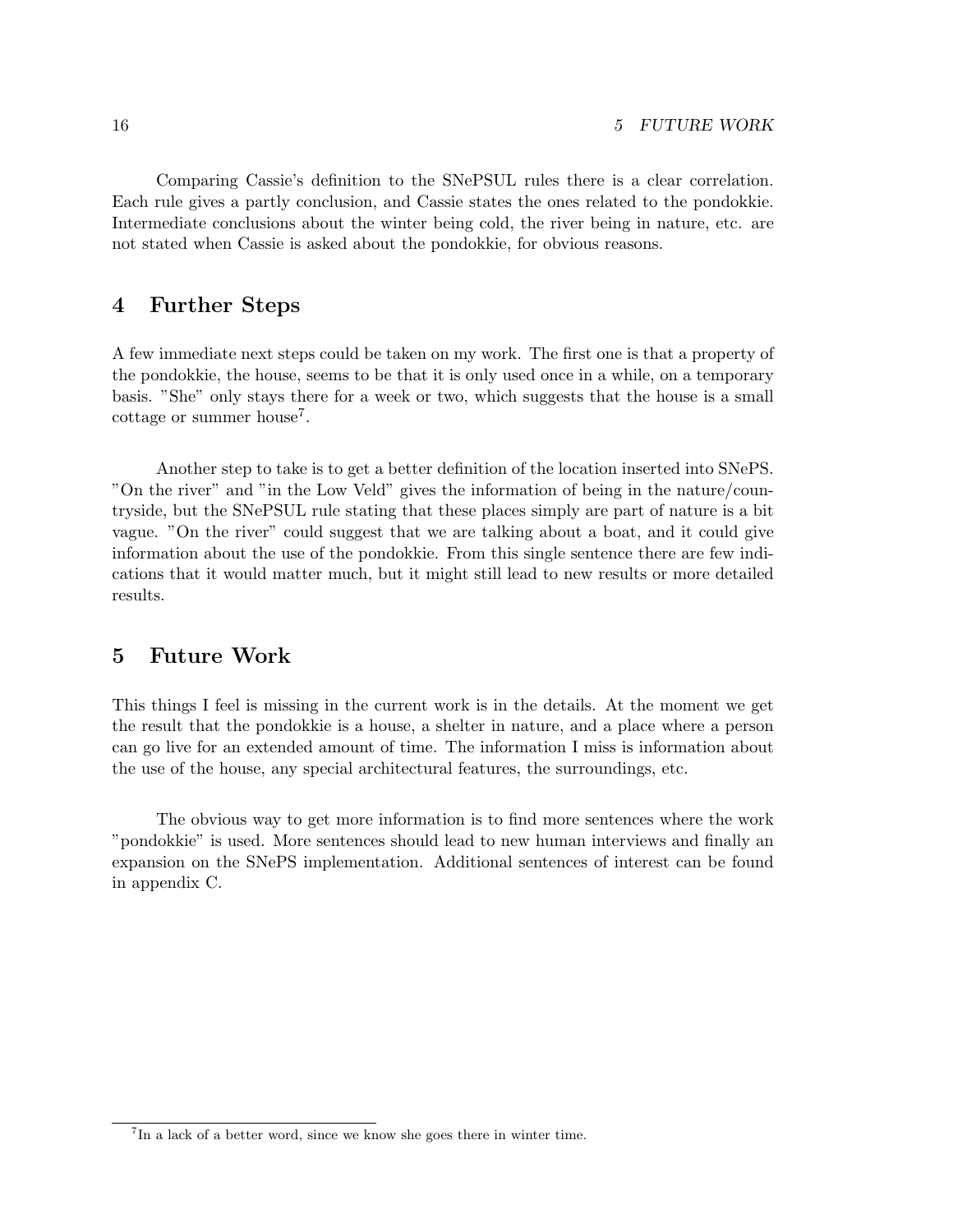Comparing Cassie's definition to the SNePSUL rules there is a clear correlation. Each rule gives a partly conclusion, and Cassie states the ones related to the pondokkie. Intermediate conclusions about the winter being cold, the river being in nature, etc. are not stated when Cassie is asked about the pondokkie, for obvious reasons.

## 4 Further Steps

A few immediate next steps could be taken on my work. The first one is that a property of the pondokkie, the house, seems to be that it is only used once in a while, on a temporary basis. "She" only stays there for a week or two, which suggests that the house is a small cottage or summer house[7].

Another step to take is to get a better definition of the location inserted into SNePS. "On the river" and "in the Low Veld" gives the information of being in the nature/countryside, but the SNePSUL rule stating that these places simply are part of nature is a bit vague. "On the river" could suggest that we are talking about a boat, and it could give information about the use of the pondokkie. From this single sentence there are few indications that it would matter much, but it might still lead to new results or more detailed results.

## 5 Future Work

This things I feel is missing in the current work is in the details. At the moment we get the result that the pondokkie is a house, a shelter in nature, and a place where a person can go live for an extended amount of time. The information I miss is information about the use of the house, any special architectural features, the surroundings, etc.

The obvious way to get more information is to find more sentences where the work "pondokkie" is used. More sentences should lead to new human interviews and finally an expansion on the SNePS implementation. Additional sentences of interest can be found in appendix C.

---

[7] In a lack of a better word, since we know she goes there in winter time.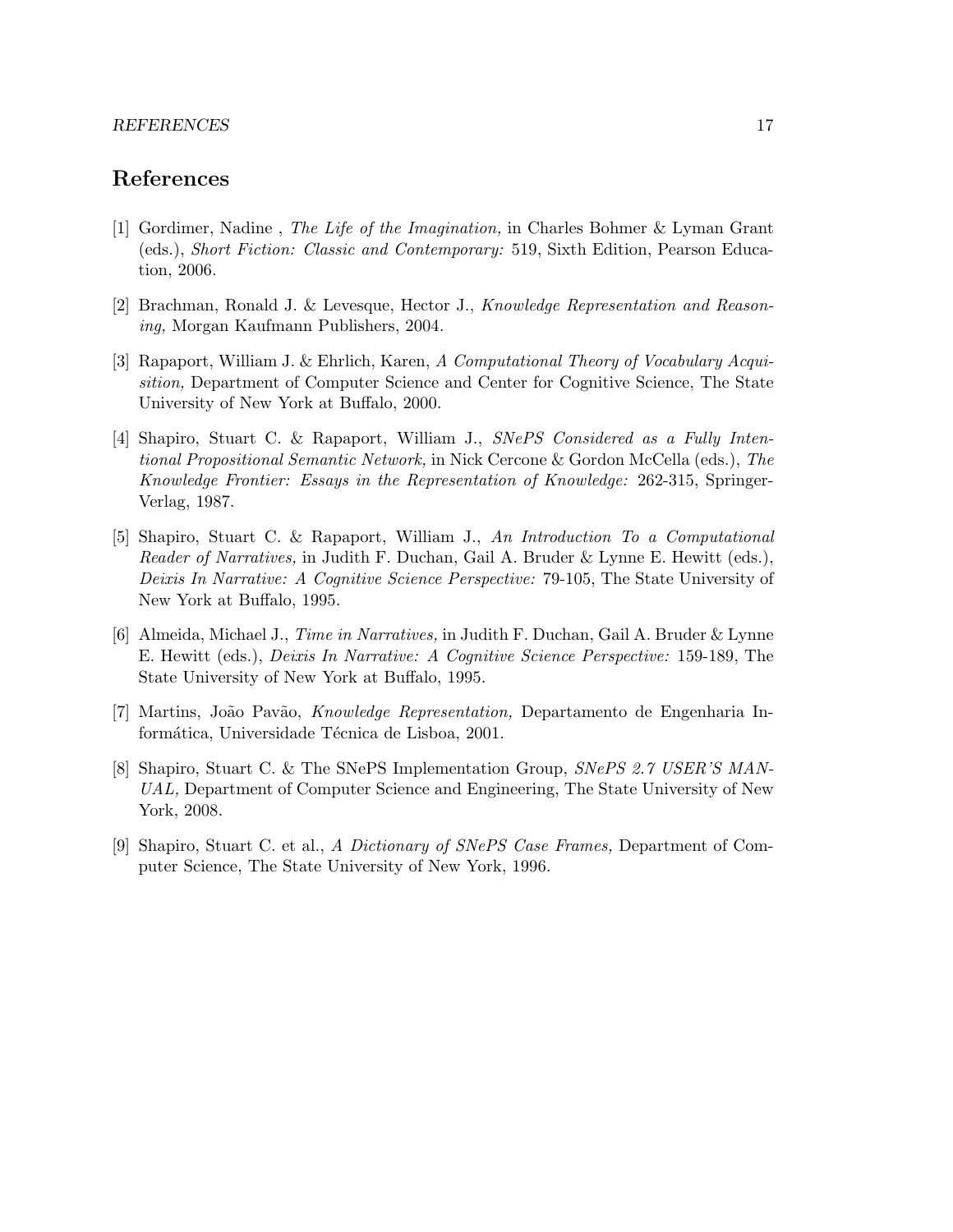# References

[1] Gordimer, Nadine , *The Life of the Imagination,* in Charles Bohmer & Lyman Grant (eds.), *Short Fiction: Classic and Contemporary:* 519, Sixth Edition, Pearson Education, 2006.

[2] Brachman, Ronald J. & Levesque, Hector J., *Knowledge Representation and Reasoning,* Morgan Kaufmann Publishers, 2004.

[3] Rapaport, William J. & Ehrlich, Karen, *A Computational Theory of Vocabulary Acquisition,* Department of Computer Science and Center for Cognitive Science, The State University of New York at Buffalo, 2000.

[4] Shapiro, Stuart C. & Rapaport, William J., *SNePS Considered as a Fully Intentional Propositional Semantic Network,* in Nick Cercone & Gordon McCella (eds.), *The Knowledge Frontier: Essays in the Representation of Knowledge:* 262-315, Springer-Verlag, 1987.

[5] Shapiro, Stuart C. & Rapaport, William J., *An Introduction To a Computational Reader of Narratives,* in Judith F. Duchan, Gail A. Bruder & Lynne E. Hewitt (eds.), *Deixis In Narrative: A Cognitive Science Perspective:* 79-105, The State University of New York at Buffalo, 1995.

[6] Almeida, Michael J., *Time in Narratives,* in Judith F. Duchan, Gail A. Bruder & Lynne E. Hewitt (eds.), *Deixis In Narrative: A Cognitive Science Perspective:* 159-189, The State University of New York at Buffalo, 1995.

[7] Martins, João Pavão, *Knowledge Representation,* Departamento de Engenharia Informática, Universidade Técnica de Lisboa, 2001.

[8] Shapiro, Stuart C. & The SNePS Implementation Group, *SNePS 2.7 USER'S MANUAL,* Department of Computer Science and Engineering, The State University of New York, 2008.

[9] Shapiro, Stuart C. et al., *A Dictionary of SNePS Case Frames,* Department of Computer Science, The State University of New York, 1996.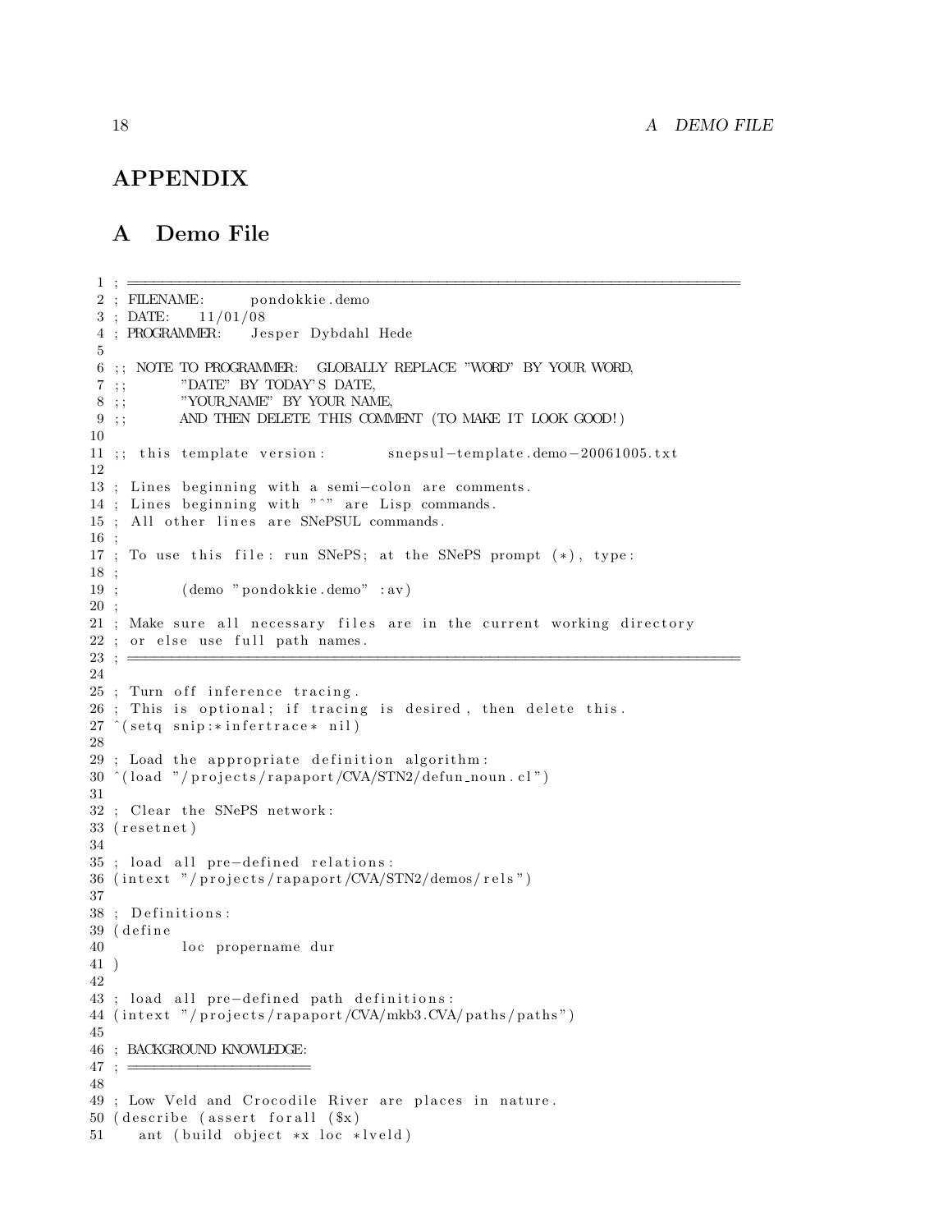# APPENDIX

## A Demo File

```
1 ; =======================================================================
2 ; FILENAME:     pondokkie.demo
3 ; DATE:   11/01/08
4 ; PROGRAMMER:   Jesper Dybdahl Hede
5
6 ;; NOTE TO PROGRAMMER: GLOBALLY REPLACE "WORD" BY YOUR WORD,
7 ;;      "DATE" BY TODAY'S DATE,
8 ;;      "YOUR_NAME" BY YOUR NAME,
9 ;;      AND THEN DELETE THIS COMMENT (TO MAKE IT LOOK GOOD!)
10
11 ;; this template version:     snepsul-template.demo-20061005.txt
12
13 ; Lines beginning with a semi-colon are comments.
14 ; Lines beginning with "^" are Lisp commands.
15 ; All other lines are SNePSUL commands.
16 ;
17 ; To use this file: run SNePS; at the SNePS prompt (*), type:
18 ;
19 ;       (demo "pondokkie.demo" :av)
20 ;
21 ; Make sure all necessary files are in the current working directory
22 ; or else use full path names.
23 ; =======================================================================
24
25 ; Turn off inference tracing.
26 ; This is optional; if tracing is desired, then delete this.
27 ^(setq snip:*infertrace* nil)
28
29 ; Load the appropriate definition algorithm:
30 ^(load "/projects/rapaport/CVA/STN2/defun_noun.cl")
31
32 ; Clear the SNePS network:
33 (resetnet)
34
35 ; load all pre-defined relations:
36 (intext "/projects/rapaport/CVA/STN2/demos/rels")
37
38 ; Definitions:
39 (define
40       loc propername dur
41 )
42
43 ; load all pre-defined path definitions:
44 (intext "/projects/rapaport/CVA/mkb3.CVA/paths/paths")
45
46 ; BACKGROUND KNOWLEDGE:
47 ; =====================
48
49 ; Low Veld and Crocodile River are places in nature.
50 (describe (assert forall ($x)
51   ant (build object *x loc *lveld)
```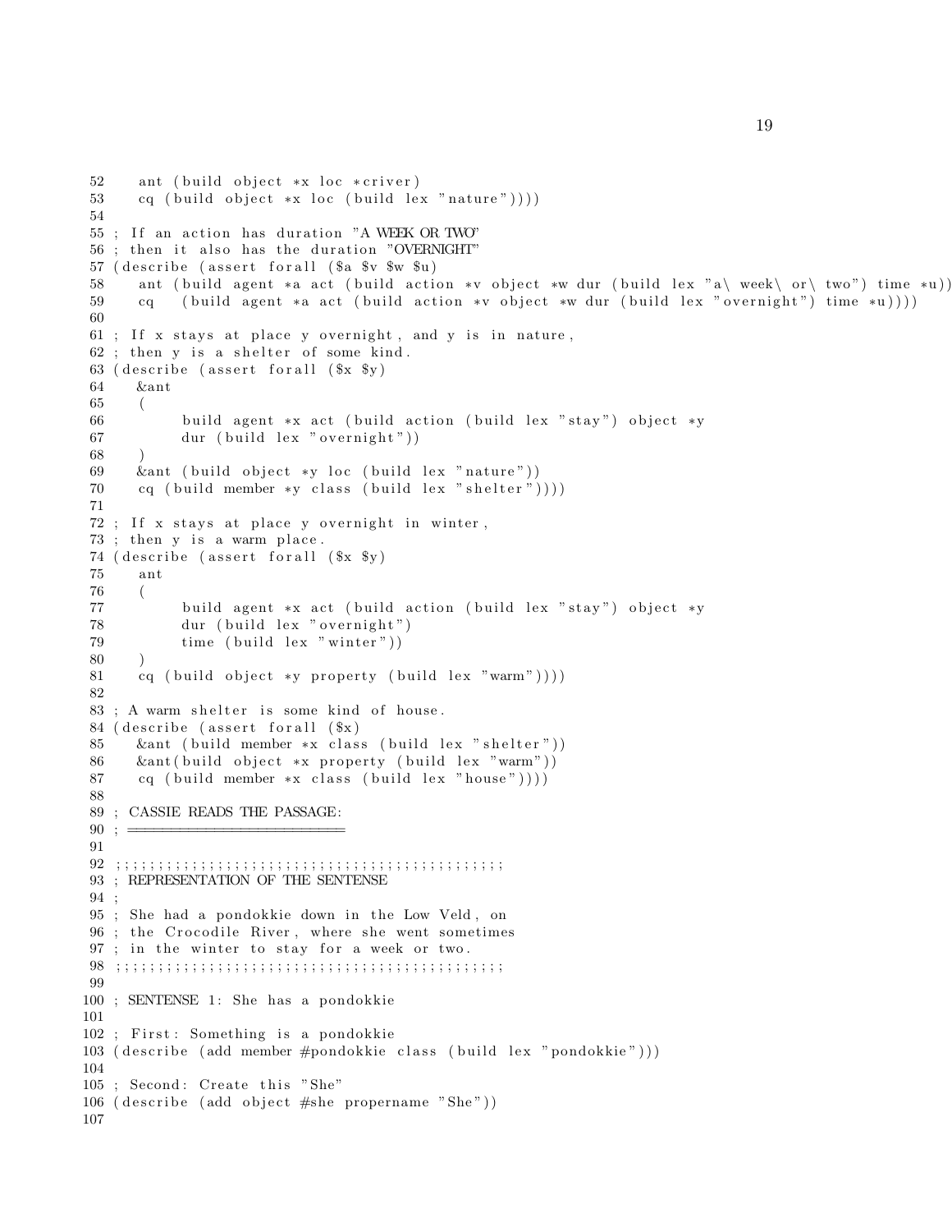```
52    ant (build object *x loc *criver)
53    cq (build object *x loc (build lex "nature"))))
54
55 ; If an action has duration "A WEEK OR TWO"
56 ; then it also has the duration "OVERNIGHT"
57 (describe (assert forall ($a $v $w $u)
58    ant (build agent *a act (build action *v object *w dur (build lex "a\ week\ or\ two") time *u))
59    cq   (build agent *a act (build action *v object *w dur (build lex "overnight") time *u))))
60
61 ; If x stays at place y overnight, and y is in nature,
62 ; then y is a shelter of some kind.
63 (describe (assert forall ($x $y)
64    &ant
65    (
66          build agent *x act (build action (build lex "stay") object *y
67          dur (build lex "overnight"))
68    )
69    &ant (build object *y loc (build lex "nature"))
70    cq (build member *y class (build lex "shelter"))))
71
72 ; If x stays at place y overnight in winter,
73 ; then y is a warm place.
74 (describe (assert forall ($x $y)
75    ant
76    (
77          build agent *x act (build action (build lex "stay") object *y
78          dur (build lex "overnight")
79          time (build lex "winter"))
80    )
81    cq (build object *y property (build lex "warm"))))
82
83 ; A warm shelter is some kind of house.
84 (describe (assert forall ($x)
85    &ant (build member *x class (build lex "shelter"))
86    &ant(build object *x property (build lex "warm"))
87    cq (build member *x class (build lex "house"))))
88
89 ; CASSIE READS THE PASSAGE:
90 ; =========================
91
92 ;;;;;;;;;;;;;;;;;;;;;;;;;;;;;;;;;;;;;;;;;;;;;;;;
93 ; REPRESENTATION OF THE SENTENSE
94 ;
95 ; She had a pondokkie down in the Low Veld, on
96 ; the Crocodile River, where she went sometimes
97 ; in the winter to stay for a week or two.
98 ;;;;;;;;;;;;;;;;;;;;;;;;;;;;;;;;;;;;;;;;;;;;;;;;
99
100 ; SENTENSE 1: She has a pondokkie
101
102 ; First: Something is a pondokkie
103 (describe (add member #pondokkie class (build lex "pondokkie")))
104
105 ; Second: Create this "She"
106 (describe (add object #she propername "She"))
107
```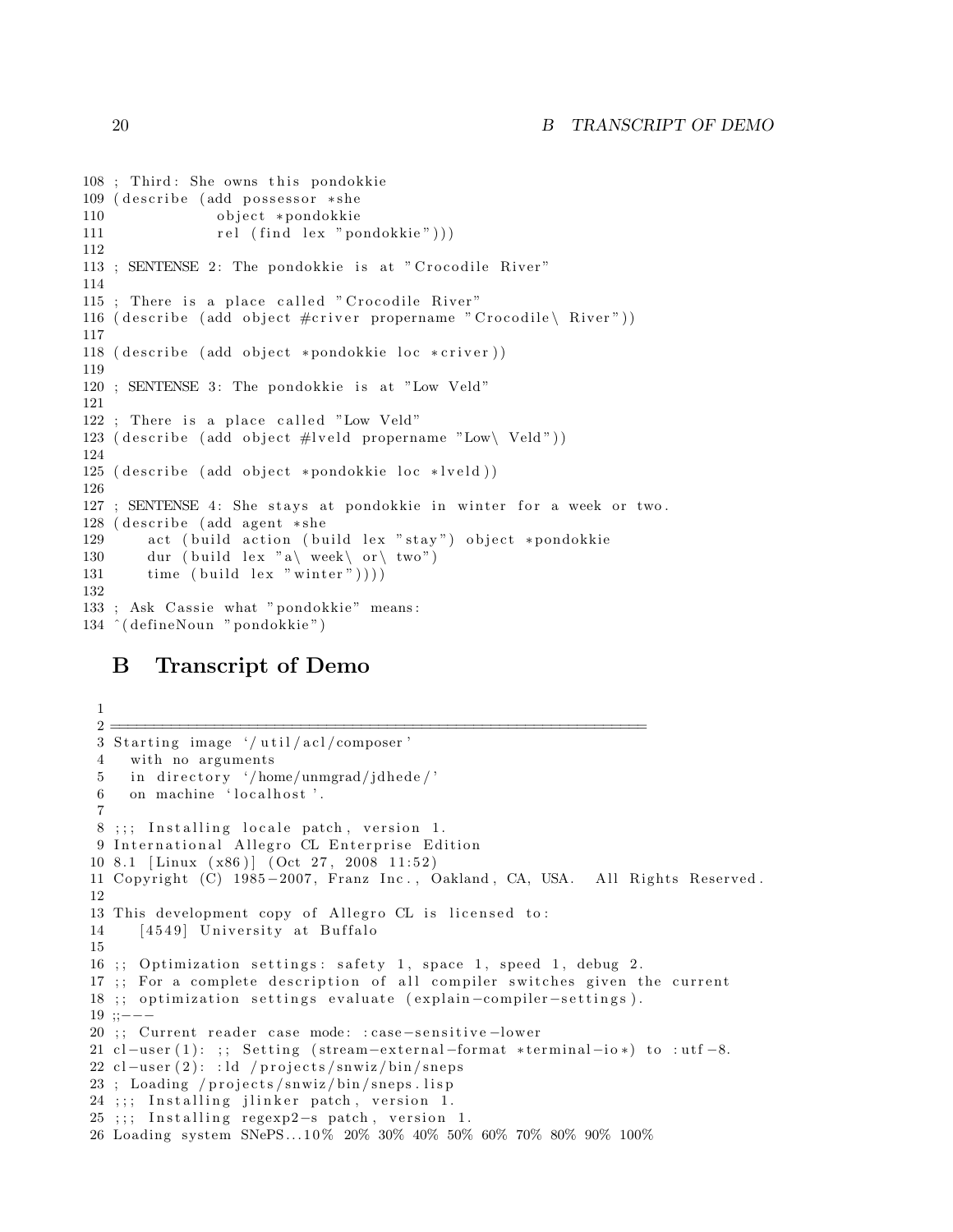```
108 ; Third: She owns this pondokkie
109 (describe (add possessor *she
110              object *pondokkie
111              rel (find lex "pondokkie")))
112
113 ; SENTENSE 2: The pondokkie is at "Crocodile River"
114
115 ; There is a place called "Crocodile River"
116 (describe (add object #criver propername "Crocodile\ River"))
117
118 (describe (add object *pondokkie loc *criver))
119
120 ; SENTENSE 3: The pondokkie is at "Low Veld"
121
122 ; There is a place called "Low Veld"
123 (describe (add object #lveld propername "Low\ Veld"))
124
125 (describe (add object *pondokkie loc *lveld))
126
127 ; SENTENSE 4: She stays at pondokkie in winter for a week or two.
128 (describe (add agent *she
129     act (build action (build lex "stay") object *pondokkie
130     dur (build lex "a\ week\ or\ two")
131     time (build lex "winter"))))
132
133 ; Ask Cassie what "pondokkie" means:
134 ^(defineNoun "pondokkie")
```

## B Transcript of Demo

```
1
2 ==========================================================
3 Starting image '/util/acl/composer'
4   with no arguments
5   in directory '/home/unmgrad/jdhede/'
6   on machine 'localhost'.
7
8 ;;; Installing locale patch, version 1.
9 International Allegro CL Enterprise Edition
10 8.1 [Linux (x86)] (Oct 27, 2008 11:52)
11 Copyright (C) 1985-2007, Franz Inc., Oakland, CA, USA.  All Rights Reserved.
12
13 This development copy of Allegro CL is licensed to:
14    [4549] University at Buffalo
15
16 ;; Optimization settings: safety 1, space 1, speed 1, debug 2.
17 ;; For a complete description of all compiler switches given the current
18 ;; optimization settings evaluate (explain-compiler-settings).
19 ;;---
20 ;; Current reader case mode: :case-sensitive-lower
21 cl-user(1): ;; Setting (stream-external-format *terminal-io*) to :utf-8.
22 cl-user(2): :ld /projects/snwiz/bin/sneps
23 ; Loading /projects/snwiz/bin/sneps.lisp
24 ;;; Installing jlinker patch, version 1.
25 ;;; Installing regexp2-s patch, version 1.
26 Loading system SNePS...10% 20% 30% 40% 50% 60% 70% 80% 90% 100%
```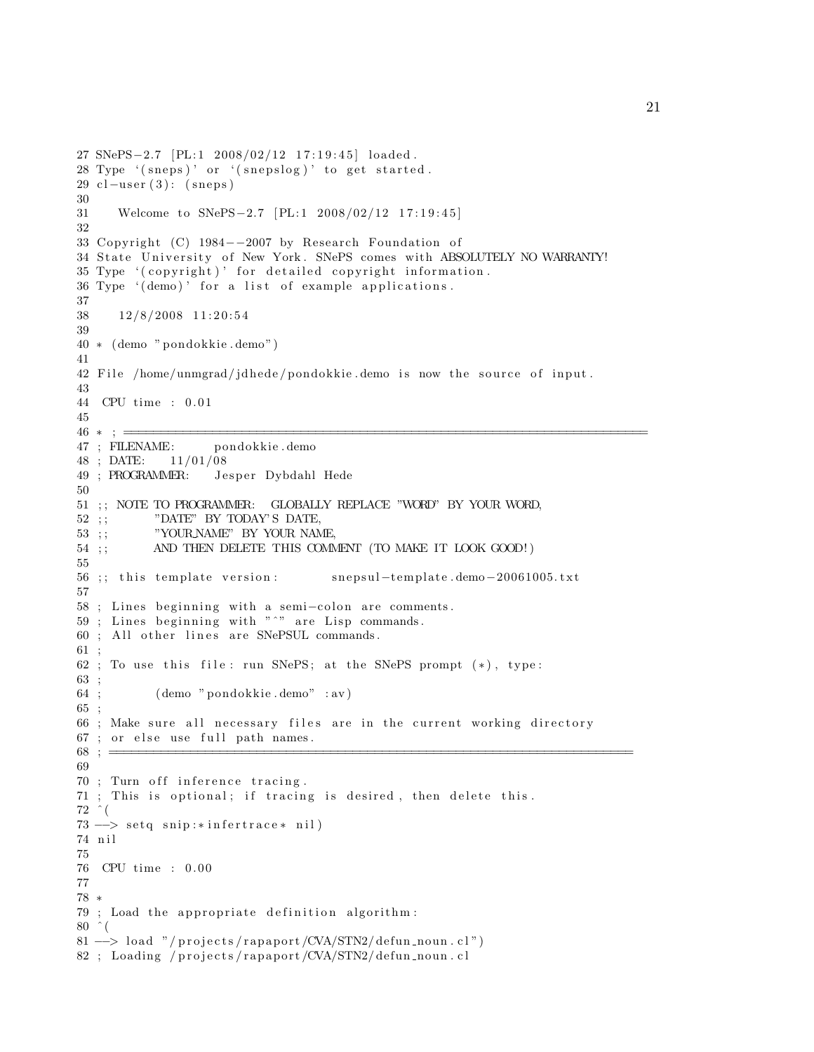```
27 SNePS-2.7 [PL:1 2008/02/12 17:19:45] loaded.
28 Type `(sneps)' or `(snepslog)' to get started.
29 cl-user(3): (sneps)
30
31    Welcome to SNePS-2.7 [PL:1 2008/02/12 17:19:45]
32
33 Copyright (C) 1984--2007 by Research Foundation of
34 State University of New York. SNePS comes with ABSOLUTELY NO WARRANTY!
35 Type `(copyright)' for detailed copyright information.
36 Type `(demo)' for a list of example applications.
37
38    12/8/2008 11:20:54
39
40 * (demo "pondokkie.demo")
41
42 File /home/unmgrad/jdhede/pondokkie.demo is now the source of input.
43
44  CPU time : 0.01
45
46 * ; =======================================================================
47 ; FILENAME:     pondokkie.demo
48 ; DATE:    11/01/08
49 ; PROGRAMMER:    Jesper Dybdahl Hede
50
51 ;; NOTE TO PROGRAMMER:  GLOBALLY REPLACE "WORD" BY YOUR WORD,
52 ;;        "DATE" BY TODAY'S DATE,
53 ;;        "YOUR_NAME" BY YOUR NAME,
54 ;;        AND THEN DELETE THIS COMMENT (TO MAKE IT LOOK GOOD!)
55
56 ;; this template version:        snepsul-template.demo-20061005.txt
57
58 ; Lines beginning with a semi-colon are comments.
59 ; Lines beginning with "^" are Lisp commands.
60 ; All other lines are SNePSUL commands.
61 ;
62 ; To use this file: run SNePS; at the SNePS prompt (*), type:
63 ;
64 ;        (demo "pondokkie.demo" :av)
65 ;
66 ; Make sure all necessary files are in the current working directory
67 ; or else use full path names.
68 ; =======================================================================
69
70 ; Turn off inference tracing.
71 ; This is optional; if tracing is desired, then delete this.
72 ^(
73 --> setq snip:*infertrace* nil)
74 nil
75
76  CPU time : 0.00
77
78 *
79 ; Load the appropriate definition algorithm:
80 ^(
81 --> load "/projects/rapaport/CVA/STN2/defun_noun.cl")
82 ; Loading /projects/rapaport/CVA/STN2/defun_noun.cl
```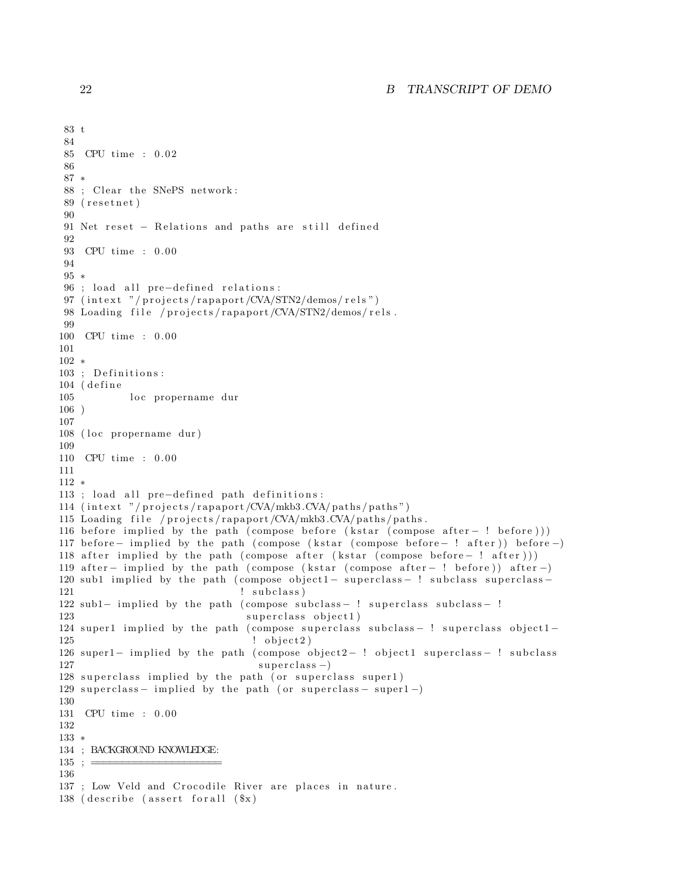```
83 t
84
85  CPU time : 0.02
86
87 *
88 ; Clear the SNePS network:
89 (resetnet)
90
91 Net reset - Relations and paths are still defined
92
93  CPU time : 0.00
94
95 *
96 ; load all pre-defined relations:
97 (intext "/projects/rapaport/CVA/STN2/demos/rels")
98 Loading file /projects/rapaport/CVA/STN2/demos/rels.
99
100  CPU time : 0.00
101
102 *
103 ; Definitions:
104 (define
105         loc propername dur
106 )
107
108 (loc propername dur)
109
110  CPU time : 0.00
111
112 *
113 ; load all pre-defined path definitions:
114 (intext "/projects/rapaport/CVA/mkb3.CVA/paths/paths")
115 Loading file /projects/rapaport/CVA/mkb3.CVA/paths/paths.
116 before implied by the path (compose before (kstar (compose after- ! before)))
117 before- implied by the path (compose (kstar (compose before- ! after)) before-)
118 after implied by the path (compose after (kstar (compose before- ! after)))
119 after- implied by the path (compose (kstar (compose after- ! before)) after-)
120 sub1 implied by the path (compose object1- superclass- ! subclass superclass-
121                            ! subclass)
122 sub1- implied by the path (compose subclass- ! superclass subclass- !
123                             superclass object1)
124 super1 implied by the path (compose superclass subclass- ! superclass object1-
125                              ! object2)
126 super1- implied by the path (compose object2- ! object1 superclass- ! subclass
127                                superclass-)
128 superclass implied by the path (or superclass super1)
129 superclass- implied by the path (or superclass- super1-)
130
131  CPU time : 0.00
132
133 *
134 ; BACKGROUND KNOWLEDGE:
135 ; =====================
136
137 ; Low Veld and Crocodile River are places in nature.
138 (describe (assert forall ($x)
```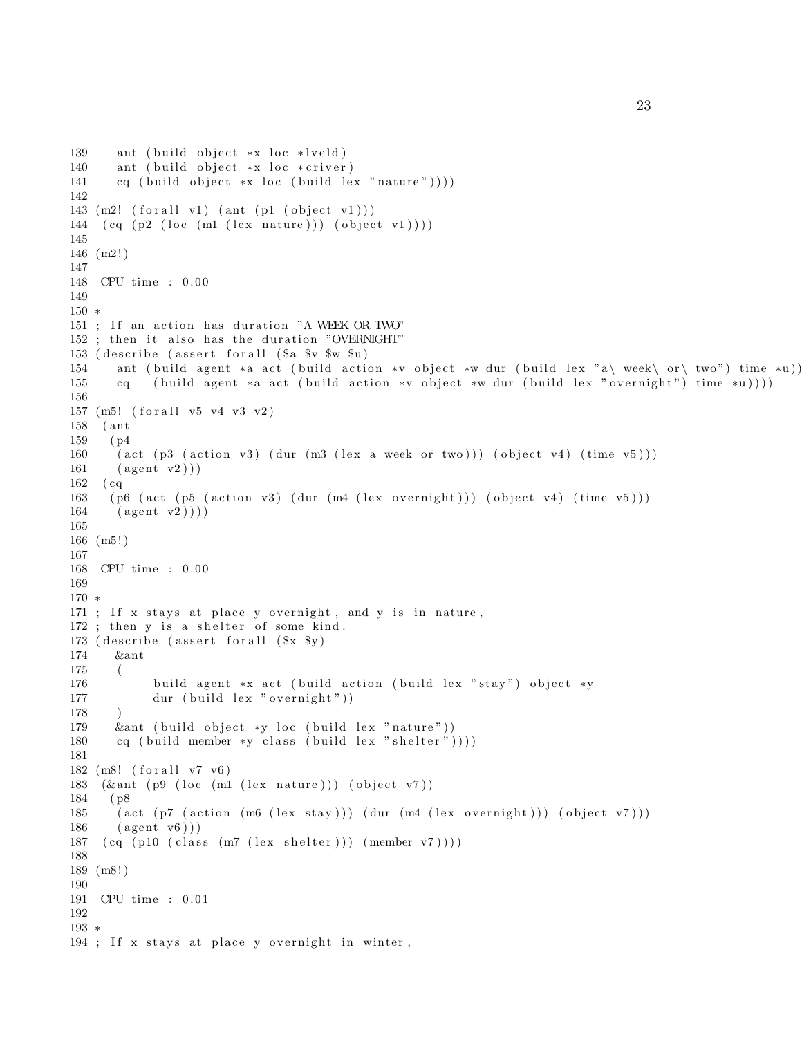```
139    ant (build object *x loc *lveld)
140    ant (build object *x loc *criver)
141    cq (build object *x loc (build lex "nature"))))
142
143 (m2! (forall v1) (ant (p1 (object v1)))
144  (cq (p2 (loc (m1 (lex nature))) (object v1))))
145
146 (m2!)
147
148  CPU time : 0.00
149
150 *
151 ; If an action has duration "A WEEK OR TWO"
152 ; then it also has the duration "OVERNIGHT"
153 (describe (assert forall ($a $v $w $u)
154    ant (build agent *a act (build action *v object *w dur (build lex "a\ week\ or\ two") time *u))
155    cq   (build agent *a act (build action *v object *w dur (build lex "overnight") time *u))))
156
157 (m5! (forall v5 v4 v3 v2)
158  (ant
159   (p4
160    (act (p3 (action v3) (dur (m3 (lex a week or two))) (object v4) (time v5)))
161    (agent v2)))
162  (cq
163   (p6 (act (p5 (action v3) (dur (m4 (lex overnight))) (object v4) (time v5)))
164    (agent v2))))
165
166 (m5!)
167
168  CPU time : 0.00
169
170 *
171 ; If x stays at place y overnight, and y is in nature,
172 ; then y is a shelter of some kind.
173 (describe (assert forall ($x $y)
174    &ant
175    (
176          build agent *x act (build action (build lex "stay") object *y
177          dur (build lex "overnight"))
178    )
179    &ant (build object *y loc (build lex "nature"))
180    cq (build member *y class (build lex "shelter"))))
181
182 (m8! (forall v7 v6)
183  (&ant (p9 (loc (m1 (lex nature))) (object v7))
184   (p8
185    (act (p7 (action (m6 (lex stay))) (dur (m4 (lex overnight))) (object v7)))
186    (agent v6)))
187  (cq (p10 (class (m7 (lex shelter))) (member v7))))
188
189 (m8!)
190
191  CPU time : 0.01
192
193 *
194 ; If x stays at place y overnight in winter,
```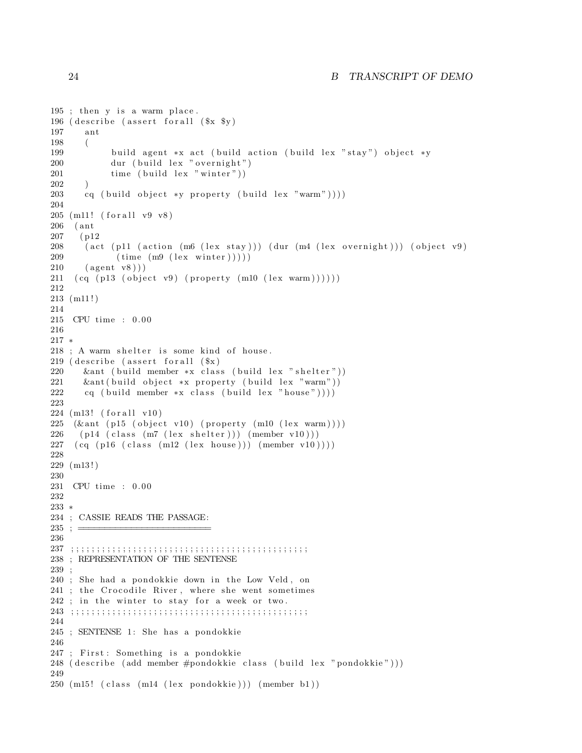```
195 ; then y is a warm place.
196 (describe (assert forall ($x $y)
197    ant
198    (
199         build agent *x act (build action (build lex "stay") object *y
200         dur (build lex "overnight")
201         time (build lex "winter"))
202    )
203    cq (build object *y property (build lex "warm"))))
204
205 (m11! (forall v9 v8)
206  (ant
207   (p12
208    (act (p11 (action (m6 (lex stay))) (dur (m4 (lex overnight))) (object v9)
209          (time (m9 (lex winter)))))
210    (agent v8)))
211  (cq (p13 (object v9) (property (m10 (lex warm))))))
212
213 (m11!)
214
215  CPU time : 0.00
216
217 *
218 ; A warm shelter is some kind of house.
219 (describe (assert forall ($x)
220    &ant (build member *x class (build lex "shelter"))
221    &ant(build object *x property (build lex "warm"))
222    cq (build member *x class (build lex "house"))))
223
224 (m13! (forall v10)
225  (&ant (p15 (object v10) (property (m10 (lex warm))))
226   (p14 (class (m7 (lex shelter))) (member v10)))
227  (cq (p16 (class (m12 (lex house))) (member v10))))
228
229 (m13!)
230
231  CPU time : 0.00
232
233 *
234 ; CASSIE READS THE PASSAGE:
235 ; ========================
236
237 ;;;;;;;;;;;;;;;;;;;;;;;;;;;;;;;;;;;;;;;;;;;;;;;;
238 ; REPRESENTATION OF THE SENTENSE
239 ;
240 ; She had a pondokkie down in the Low Veld, on
241 ; the Crocodile River, where she went sometimes
242 ; in the winter to stay for a week or two.
243 ;;;;;;;;;;;;;;;;;;;;;;;;;;;;;;;;;;;;;;;;;;;;;;;;
244
245 ; SENTENSE 1: She has a pondokkie
246
247 ; First: Something is a pondokkie
248 (describe (add member #pondokkie class (build lex "pondokkie")))
249
250 (m15! (class (m14 (lex pondokkie))) (member b1))
```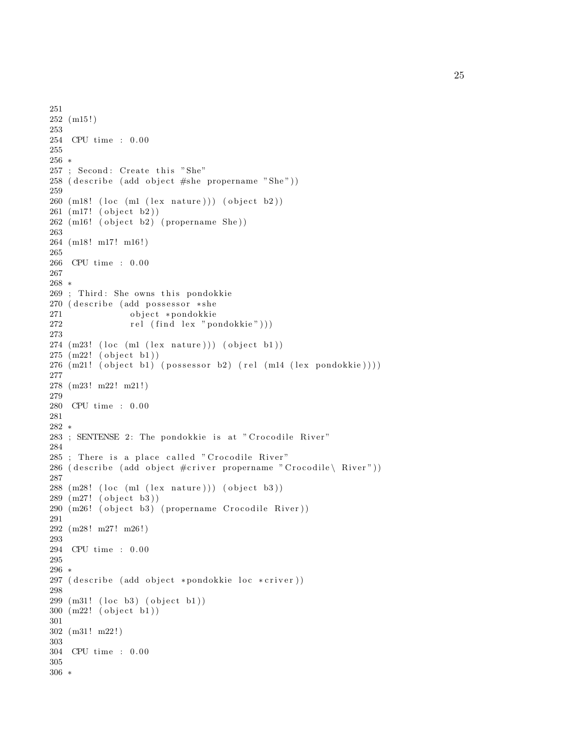```
251
252 (m15!)
253
254  CPU time : 0.00
255
256 *
257 ; Second: Create this "She"
258 (describe (add object #she propername "She"))
259
260 (m18! (loc (m1 (lex nature))) (object b2))
261 (m17! (object b2))
262 (m16! (object b2) (propername She))
263
264 (m18! m17! m16!)
265
266  CPU time : 0.00
267
268 *
269 ; Third: She owns this pondokkie
270 (describe (add possessor *she
271             object *pondokkie
272             rel (find lex "pondokkie")))
273
274 (m23! (loc (m1 (lex nature))) (object b1))
275 (m22! (object b1))
276 (m21! (object b1) (possessor b2) (rel (m14 (lex pondokkie))))
277
278 (m23! m22! m21!)
279
280  CPU time : 0.00
281
282 *
283 ; SENTENSE 2: The pondokkie is at "Crocodile River"
284
285 ; There is a place called "Crocodile River"
286 (describe (add object #criver propername "Crocodile\ River"))
287
288 (m28! (loc (m1 (lex nature))) (object b3))
289 (m27! (object b3))
290 (m26! (object b3) (propername Crocodile River))
291
292 (m28! m27! m26!)
293
294  CPU time : 0.00
295
296 *
297 (describe (add object *pondokkie loc *criver))
298
299 (m31! (loc b3) (object b1))
300 (m22! (object b1))
301
302 (m31! m22!)
303
304  CPU time : 0.00
305
306 *
```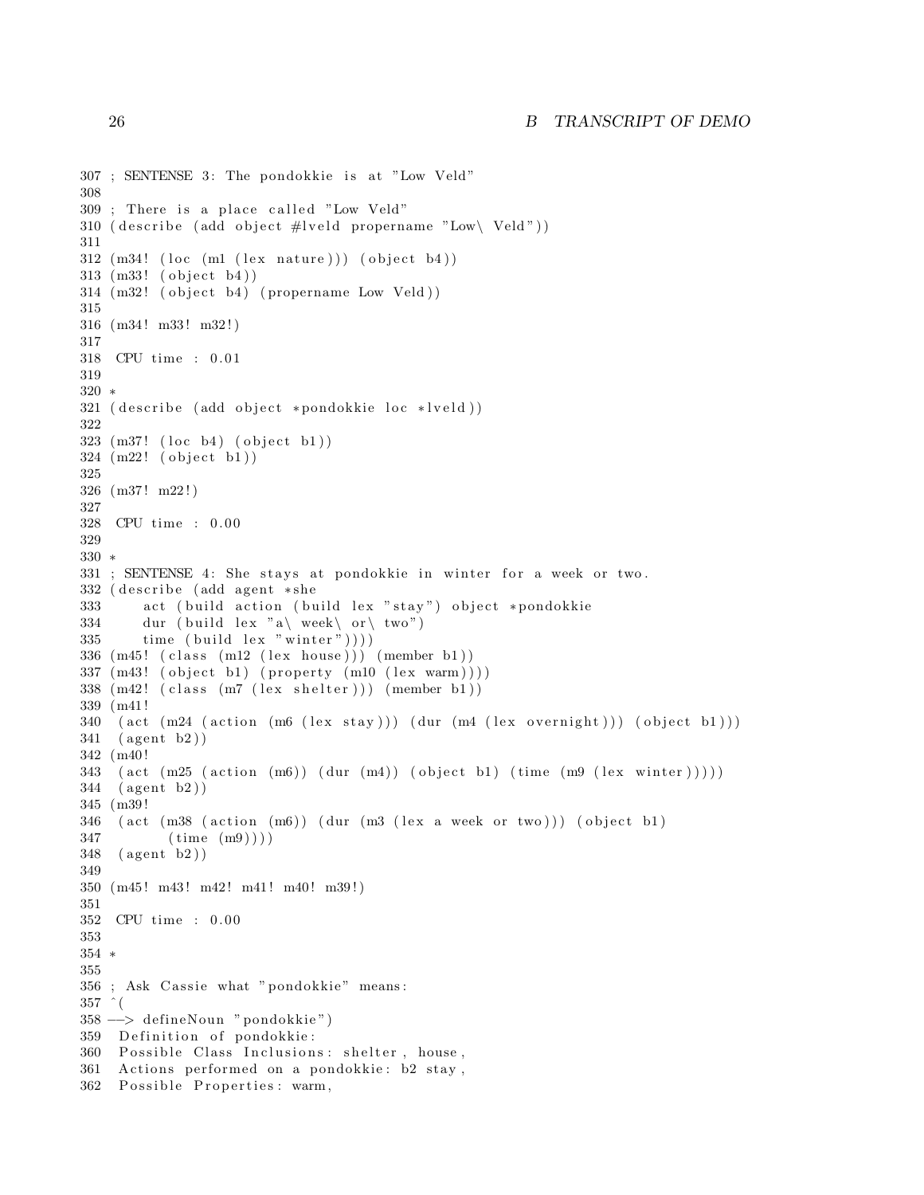```
307 ; SENTENSE 3: The pondokkie is at "Low Veld"
308
309 ; There is a place called "Low Veld"
310 (describe (add object #lveld propername "Low\ Veld"))
311
312 (m34! (loc (m1 (lex nature))) (object b4))
313 (m33! (object b4))
314 (m32! (object b4) (propername Low Veld))
315
316 (m34! m33! m32!)
317
318  CPU time : 0.01
319
320 *
321 (describe (add object *pondokkie loc *lveld))
322
323 (m37! (loc b4) (object b1))
324 (m22! (object b1))
325
326 (m37! m22!)
327
328  CPU time : 0.00
329
330 *
331 ; SENTENSE 4: She stays at pondokkie in winter for a week or two.
332 (describe (add agent *she
333     act (build action (build lex "stay") object *pondokkie
334     dur (build lex "a\ week\ or\ two")
335     time (build lex "winter"))))
336 (m45! (class (m12 (lex house))) (member b1))
337 (m43! (object b1) (property (m10 (lex warm))))
338 (m42! (class (m7 (lex shelter))) (member b1))
339 (m41!
340  (act (m24 (action (m6 (lex stay))) (dur (m4 (lex overnight))) (object b1)))
341  (agent b2))
342 (m40!
343  (act (m25 (action (m6)) (dur (m4)) (object b1) (time (m9 (lex winter)))))
344  (agent b2))
345 (m39!
346  (act (m38 (action (m6)) (dur (m3 (lex a week or two))) (object b1)
347        (time (m9))))
348  (agent b2))
349
350 (m45! m43! m42! m41! m40! m39!)
351
352  CPU time : 0.00
353
354 *
355
356 ; Ask Cassie what "pondokkie" means:
357 ^(
358 --> defineNoun "pondokkie")
359  Definition of pondokkie:
360  Possible Class Inclusions: shelter, house,
361  Actions performed on a pondokkie: b2 stay,
362  Possible Properties: warm,
```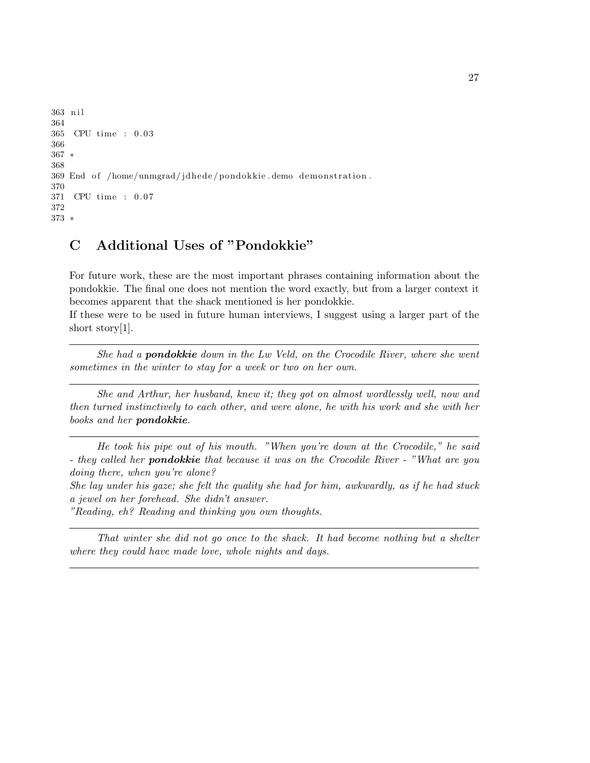```
363 nil
364
365  CPU time : 0.03
366
367 *
368
369 End of /home/unmgrad/jdhede/pondokkie.demo demonstration.
370
371  CPU time : 0.07
372
373 *
```

## C Additional Uses of "Pondokkie"

For future work, these are the most important phrases containing information about the pondokkie. The final one does not mention the word exactly, but from a larger context it becomes apparent that the shack mentioned is her pondokkie.
If these were to be used in future human interviews, I suggest using a larger part of the short story[1].

---

*She had a **pondokkie** down in the Lw Veld, on the Crocodile River, where she went sometimes in the winter to stay for a week or two on her own.*

---

*She and Arthur, her husband, knew it; they got on almost wordlessly well, now and then turned instinctively to each other, and were alone, he with his work and she with her books and her **pondokkie**.*

---

*He took his pipe out of his mouth. "When you're down at the Crocodile," he said - they called her **pondokkie** that because it was on the Crocodile River - "What are you doing there, when you're alone?*
*She lay under his gaze; she felt the quality she had for him, awkwardly, as if he had stuck a jewel on her forehead. She didn't answer.*
*"Reading, eh? Reading and thinking you own thoughts.*

---

*That winter she did not go once to the shack. It had become nothing but a shelter where they could have made love, whole nights and days.*

---